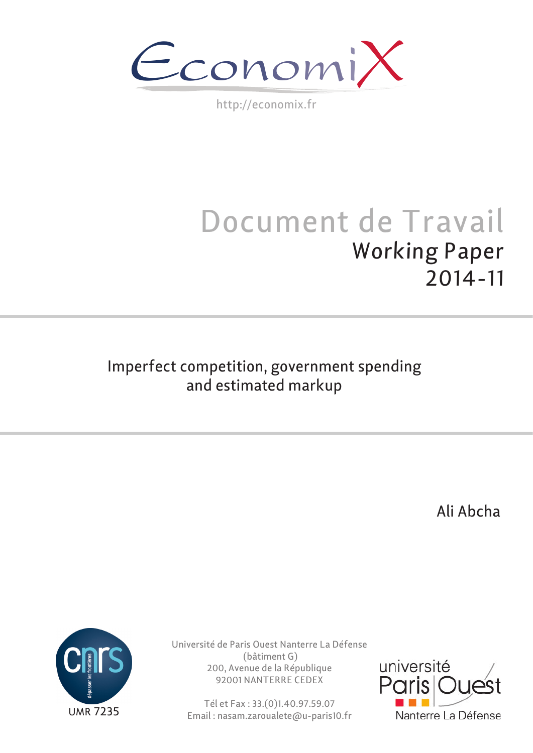EconomiX

http://economix.fr

# Document de Travail

## Working Paper

## 2014-11

# Imperfect competition, government spending and estimated markup

Ali Abcha

UMR 7235

Université de Paris Ouest Nanterre La Défense
(bâtiment G)
200, Avenue de la République
92001 NANTERRE CEDEX

Tél et Fax : 33.(0)1.40.97.59.07
Email : nasam.zaroualete@u-paris10.fr

université Paris Ouest Nanterre La Défense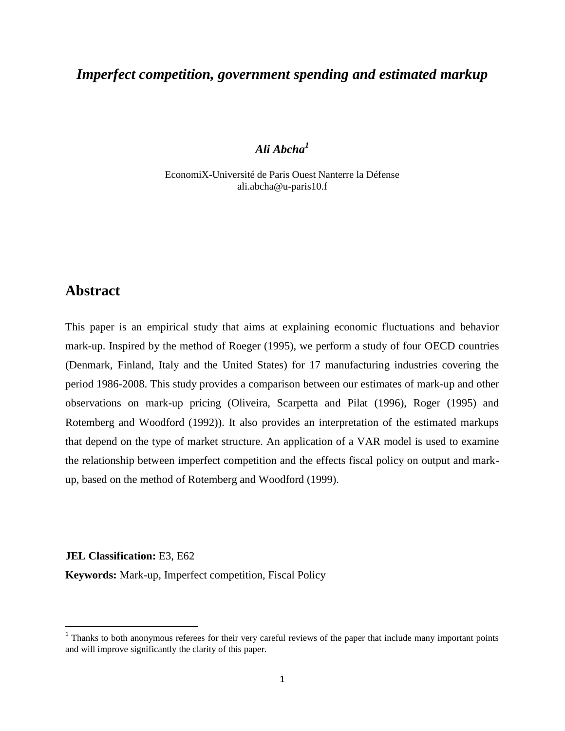# *Imperfect competition, government spending and estimated markup*

***Ali Abcha*[1]**

EconomiX-Université de Paris Ouest Nanterre la Défense
ali.abcha@u-paris10.f

## Abstract

This paper is an empirical study that aims at explaining economic fluctuations and behavior mark-up. Inspired by the method of Roeger (1995), we perform a study of four OECD countries (Denmark, Finland, Italy and the United States) for 17 manufacturing industries covering the period 1986-2008. This study provides a comparison between our estimates of mark-up and other observations on mark-up pricing (Oliveira, Scarpetta and Pilat (1996), Roger (1995) and Rotemberg and Woodford (1992)). It also provides an interpretation of the estimated markups that depend on the type of market structure. An application of a VAR model is used to examine the relationship between imperfect competition and the effects fiscal policy on output and mark-up, based on the method of Rotemberg and Woodford (1999).

**JEL Classification:** E3, E62

**Keywords:** Mark-up, Imperfect competition, Fiscal Policy

[1] Thanks to both anonymous referees for their very careful reviews of the paper that include many important points and will improve significantly the clarity of this paper.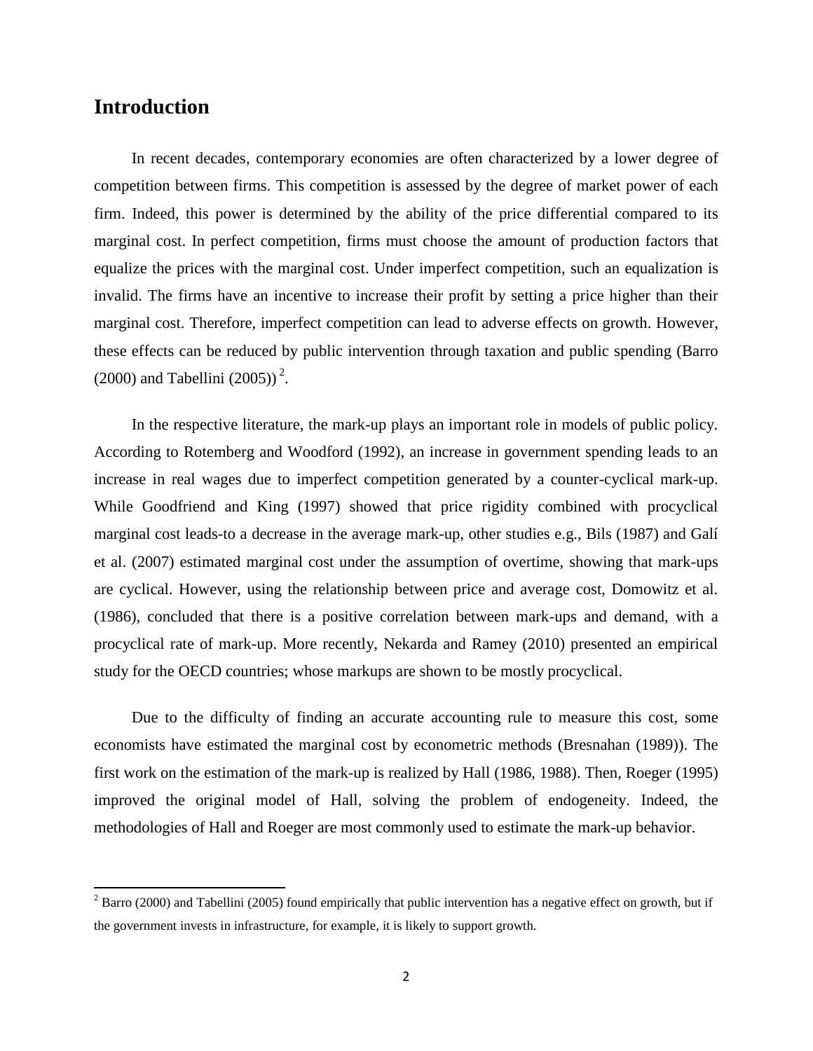## Introduction

In recent decades, contemporary economies are often characterized by a lower degree of competition between firms. This competition is assessed by the degree of market power of each firm. Indeed, this power is determined by the ability of the price differential compared to its marginal cost. In perfect competition, firms must choose the amount of production factors that equalize the prices with the marginal cost. Under imperfect competition, such an equalization is invalid. The firms have an incentive to increase their profit by setting a price higher than their marginal cost. Therefore, imperfect competition can lead to adverse effects on growth. However, these effects can be reduced by public intervention through taxation and public spending (Barro (2000) and Tabellini (2005)) [2].

In the respective literature, the mark-up plays an important role in models of public policy. According to Rotemberg and Woodford (1992), an increase in government spending leads to an increase in real wages due to imperfect competition generated by a counter-cyclical mark-up. While Goodfriend and King (1997) showed that price rigidity combined with procyclical marginal cost leads-to a decrease in the average mark-up, other studies e.g., Bils (1987) and Galí et al. (2007) estimated marginal cost under the assumption of overtime, showing that mark-ups are cyclical. However, using the relationship between price and average cost, Domowitz et al. (1986), concluded that there is a positive correlation between mark-ups and demand, with a procyclical rate of mark-up. More recently, Nekarda and Ramey (2010) presented an empirical study for the OECD countries; whose markups are shown to be mostly procyclical.

Due to the difficulty of finding an accurate accounting rule to measure this cost, some economists have estimated the marginal cost by econometric methods (Bresnahan (1989)). The first work on the estimation of the mark-up is realized by Hall (1986, 1988). Then, Roeger (1995) improved the original model of Hall, solving the problem of endogeneity. Indeed, the methodologies of Hall and Roeger are most commonly used to estimate the mark-up behavior.

[2] Barro (2000) and Tabellini (2005) found empirically that public intervention has a negative effect on growth, but if the government invests in infrastructure, for example, it is likely to support growth.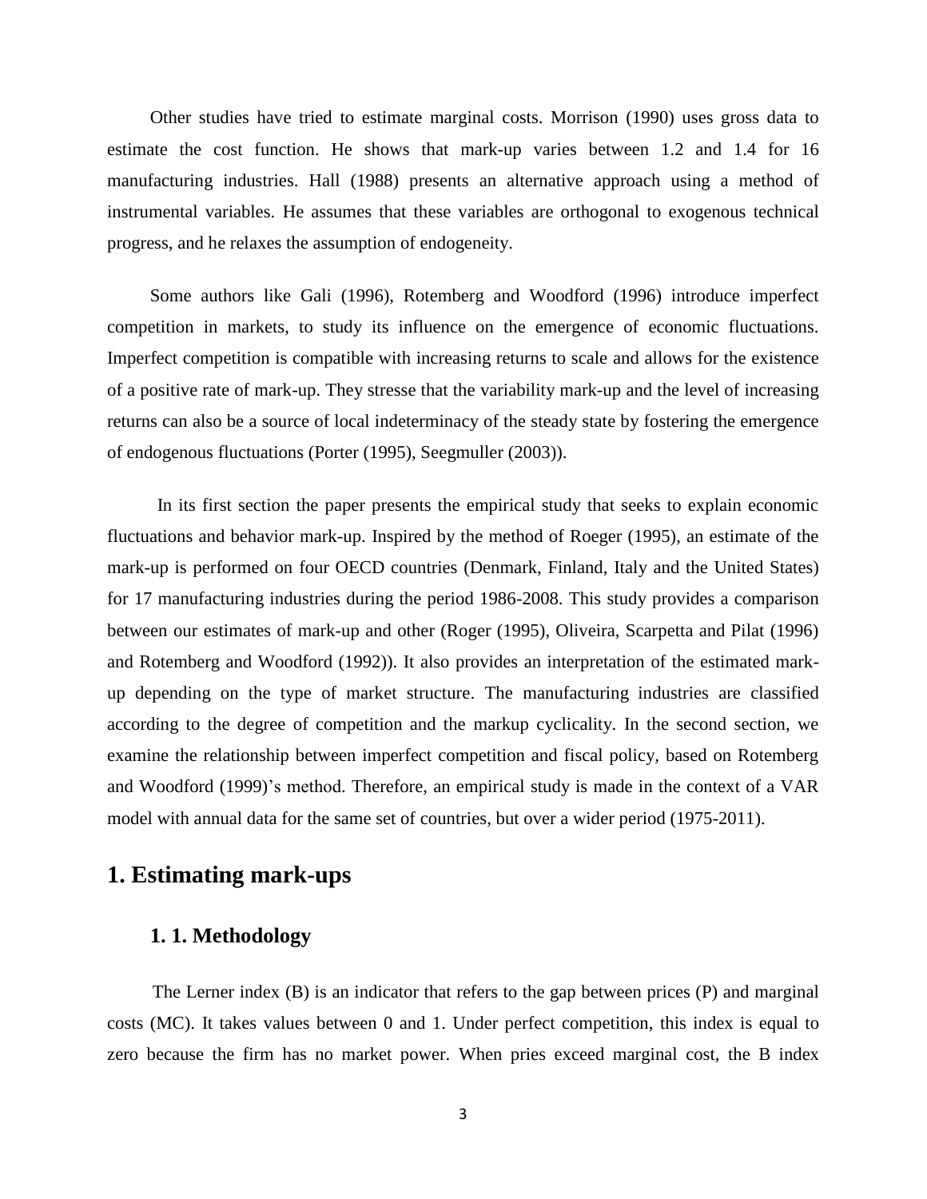Other studies have tried to estimate marginal costs. Morrison (1990) uses gross data to estimate the cost function. He shows that mark-up varies between 1.2 and 1.4 for 16 manufacturing industries. Hall (1988) presents an alternative approach using a method of instrumental variables. He assumes that these variables are orthogonal to exogenous technical progress, and he relaxes the assumption of endogeneity.

Some authors like Gali (1996), Rotemberg and Woodford (1996) introduce imperfect competition in markets, to study its influence on the emergence of economic fluctuations. Imperfect competition is compatible with increasing returns to scale and allows for the existence of a positive rate of mark-up. They stresse that the variability mark-up and the level of increasing returns can also be a source of local indeterminacy of the steady state by fostering the emergence of endogenous fluctuations (Porter (1995), Seegmuller (2003)).

In its first section the paper presents the empirical study that seeks to explain economic fluctuations and behavior mark-up. Inspired by the method of Roeger (1995), an estimate of the mark-up is performed on four OECD countries (Denmark, Finland, Italy and the United States) for 17 manufacturing industries during the period 1986-2008. This study provides a comparison between our estimates of mark-up and other (Roger (1995), Oliveira, Scarpetta and Pilat (1996) and Rotemberg and Woodford (1992)). It also provides an interpretation of the estimated mark-up depending on the type of market structure. The manufacturing industries are classified according to the degree of competition and the markup cyclicality. In the second section, we examine the relationship between imperfect competition and fiscal policy, based on Rotemberg and Woodford (1999)'s method. Therefore, an empirical study is made in the context of a VAR model with annual data for the same set of countries, but over a wider period (1975-2011).

# 1. Estimating mark-ups

## 1. 1. Methodology

The Lerner index (B) is an indicator that refers to the gap between prices (P) and marginal costs (MC). It takes values between 0 and 1. Under perfect competition, this index is equal to zero because the firm has no market power. When pries exceed marginal cost, the B index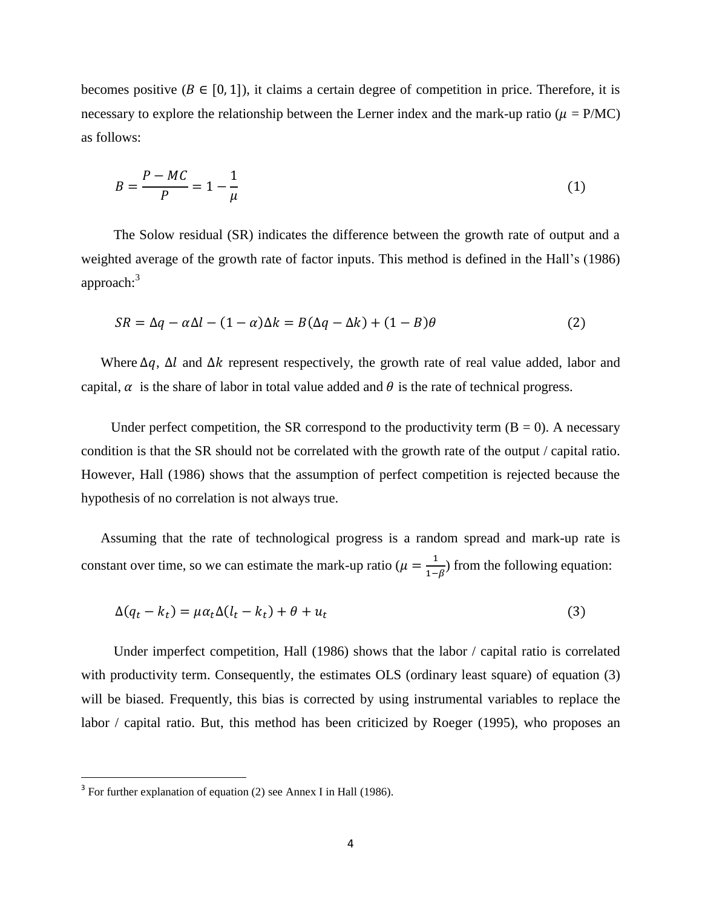becomes positive ($B \in [0, 1]$), it claims a certain degree of competition in price. Therefore, it is necessary to explore the relationship between the Lerner index and the mark-up ratio ($\mu$ = P/MC) as follows:

$$B = \frac{P - MC}{P} = 1 - \frac{1}{\mu} \tag{1}$$

The Solow residual (SR) indicates the difference between the growth rate of output and a weighted average of the growth rate of factor inputs. This method is defined in the Hall's (1986) approach:[3]

$$SR = \Delta q - \alpha \Delta l - (1 - \alpha)\Delta k = B(\Delta q - \Delta k) + (1 - B)\theta \tag{2}$$

Where $\Delta q$, $\Delta l$ and $\Delta k$ represent respectively, the growth rate of real value added, labor and capital, $\alpha$ is the share of labor in total value added and $\theta$ is the rate of technical progress.

Under perfect competition, the SR correspond to the productivity term (B = 0). A necessary condition is that the SR should not be correlated with the growth rate of the output / capital ratio. However, Hall (1986) shows that the assumption of perfect competition is rejected because the hypothesis of no correlation is not always true.

Assuming that the rate of technological progress is a random spread and mark-up rate is constant over time, so we can estimate the mark-up ratio ($\mu = \frac{1}{1-\beta}$) from the following equation:

$$\Delta(q_t - k_t) = \mu \alpha_t \Delta(l_t - k_t) + \theta + u_t \tag{3}$$

Under imperfect competition, Hall (1986) shows that the labor / capital ratio is correlated with productivity term. Consequently, the estimates OLS (ordinary least square) of equation (3) will be biased. Frequently, this bias is corrected by using instrumental variables to replace the labor / capital ratio. But, this method has been criticized by Roeger (1995), who proposes an

[3] For further explanation of equation (2) see Annex I in Hall (1986).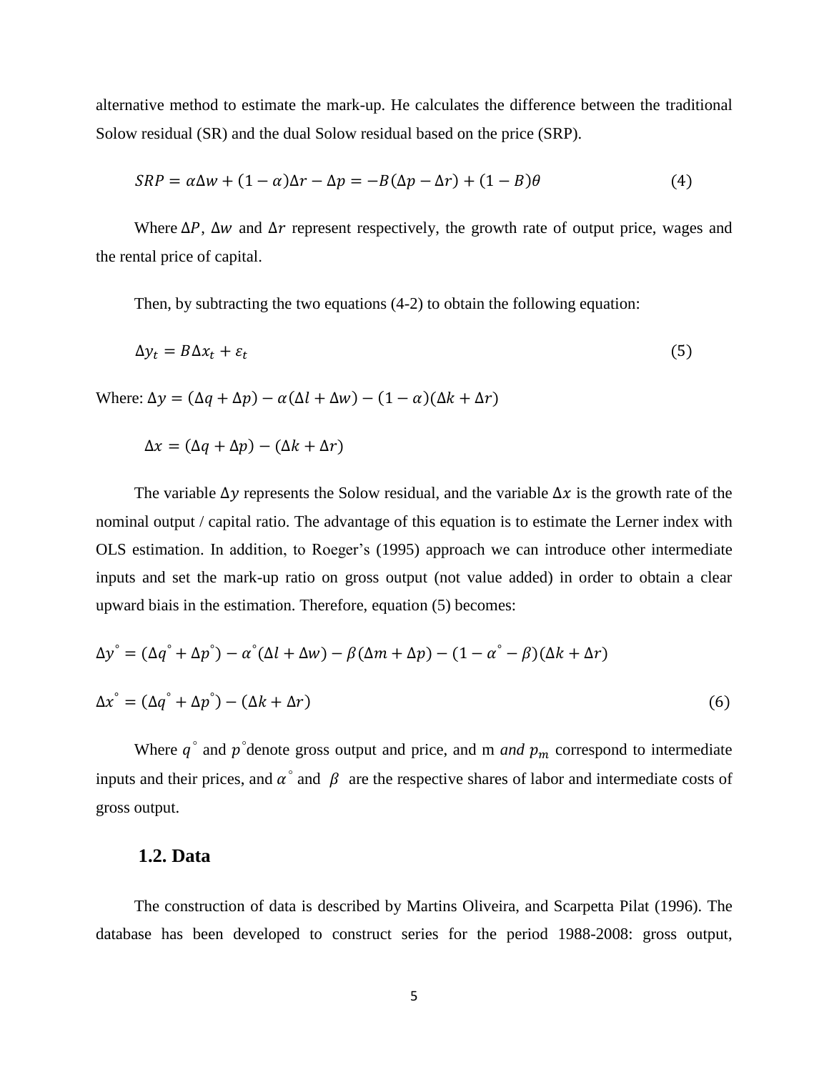alternative method to estimate the mark-up. He calculates the difference between the traditional Solow residual (SR) and the dual Solow residual based on the price (SRP).

$$SRP = \alpha\Delta w + (1-\alpha)\Delta r - \Delta p = -B(\Delta p - \Delta r) + (1-B)\theta \tag{4}$$

Where $\Delta P$, $\Delta w$ and $\Delta r$ represent respectively, the growth rate of output price, wages and the rental price of capital.

Then, by subtracting the two equations (4-2) to obtain the following equation:

$$\Delta y_t = B\Delta x_t + \varepsilon_t \tag{5}$$

Where: $\Delta y = (\Delta q + \Delta p) - \alpha(\Delta l + \Delta w) - (1-\alpha)(\Delta k + \Delta r)$

$$\Delta x = (\Delta q + \Delta p) - (\Delta k + \Delta r)$$

The variable $\Delta y$ represents the Solow residual, and the variable $\Delta x$ is the growth rate of the nominal output / capital ratio. The advantage of this equation is to estimate the Lerner index with OLS estimation. In addition, to Roeger's (1995) approach we can introduce other intermediate inputs and set the mark-up ratio on gross output (not value added) in order to obtain a clear upward biais in the estimation. Therefore, equation (5) becomes:

$$\Delta y^{\circ} = (\Delta q^{\circ} + \Delta p^{\circ}) - \alpha^{\circ}(\Delta l + \Delta w) - \beta(\Delta m + \Delta p) - (1 - \alpha^{\circ} - \beta)(\Delta k + \Delta r)$$

$$\Delta x^{\circ} = (\Delta q^{\circ} + \Delta p^{\circ}) - (\Delta k + \Delta r) \tag{6}$$

Where $q^{\circ}$ and $p^{\circ}$ denote gross output and price, and m *and* $p_m$ correspond to intermediate inputs and their prices, and $\alpha^{\circ}$ and $\beta$ are the respective shares of labor and intermediate costs of gross output.

## 1.2. Data

The construction of data is described by Martins Oliveira, and Scarpetta Pilat (1996). The database has been developed to construct series for the period 1988-2008: gross output,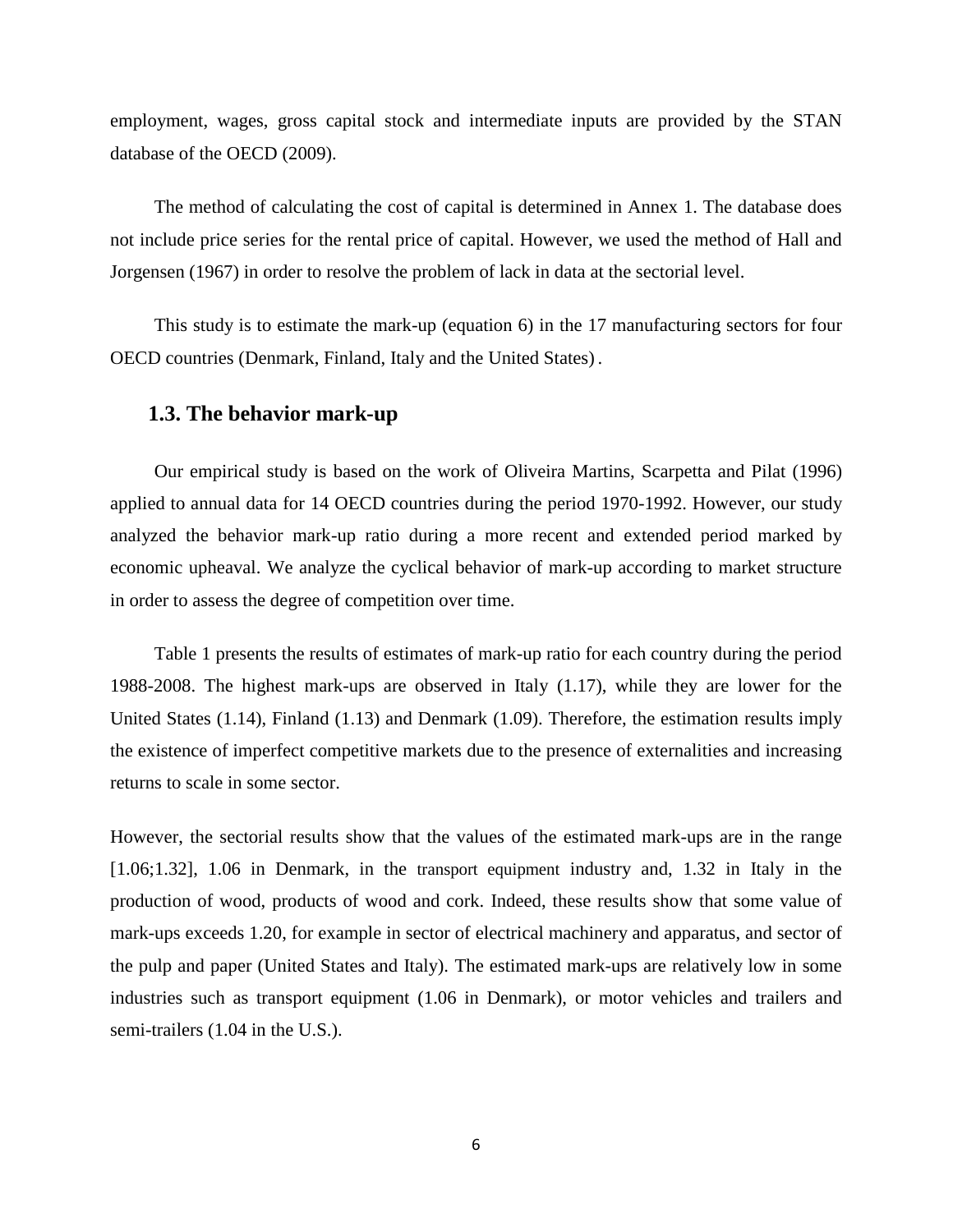employment, wages, gross capital stock and intermediate inputs are provided by the STAN database of the OECD (2009).

The method of calculating the cost of capital is determined in Annex 1. The database does not include price series for the rental price of capital. However, we used the method of Hall and Jorgensen (1967) in order to resolve the problem of lack in data at the sectorial level.

This study is to estimate the mark-up (equation 6) in the 17 manufacturing sectors for four OECD countries (Denmark, Finland, Italy and the United States).

## 1.3. The behavior mark-up

Our empirical study is based on the work of Oliveira Martins, Scarpetta and Pilat (1996) applied to annual data for 14 OECD countries during the period 1970-1992. However, our study analyzed the behavior mark-up ratio during a more recent and extended period marked by economic upheaval. We analyze the cyclical behavior of mark-up according to market structure in order to assess the degree of competition over time.

Table 1 presents the results of estimates of mark-up ratio for each country during the period 1988-2008. The highest mark-ups are observed in Italy (1.17), while they are lower for the United States (1.14), Finland (1.13) and Denmark (1.09). Therefore, the estimation results imply the existence of imperfect competitive markets due to the presence of externalities and increasing returns to scale in some sector.

However, the sectorial results show that the values of the estimated mark-ups are in the range [1.06;1.32], 1.06 in Denmark, in the transport equipment industry and, 1.32 in Italy in the production of wood, products of wood and cork. Indeed, these results show that some value of mark-ups exceeds 1.20, for example in sector of electrical machinery and apparatus, and sector of the pulp and paper (United States and Italy). The estimated mark-ups are relatively low in some industries such as transport equipment (1.06 in Denmark), or motor vehicles and trailers and semi-trailers (1.04 in the U.S.).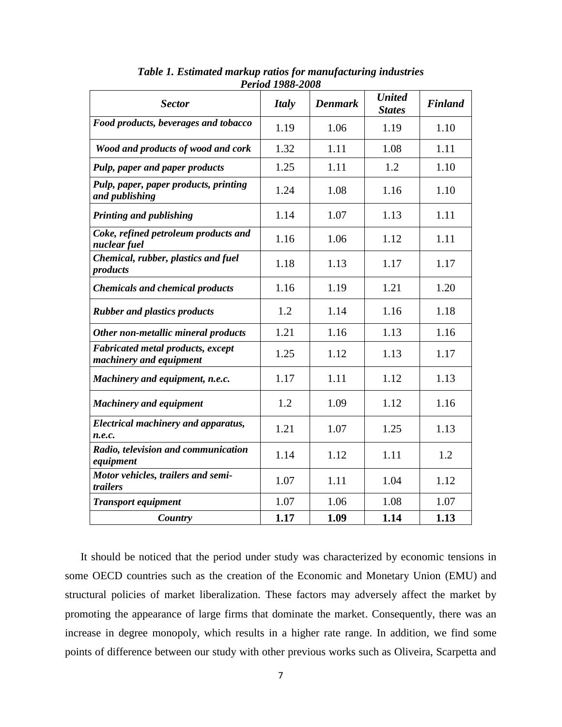***Table 1. Estimated markup ratios for manufacturing industries***
***Period 1988-2008***

| *Sector* | *Italy* | *Denmark* | *United States* | *Finland* |
|---|---|---|---|---|
| *Food products, beverages and tobacco* | 1.19 | 1.06 | 1.19 | 1.10 |
| *Wood and products of wood and cork* | 1.32 | 1.11 | 1.08 | 1.11 |
| *Pulp, paper and paper products* | 1.25 | 1.11 | 1.2 | 1.10 |
| *Pulp, paper, paper products, printing and publishing* | 1.24 | 1.08 | 1.16 | 1.10 |
| *Printing and publishing* | 1.14 | 1.07 | 1.13 | 1.11 |
| *Coke, refined petroleum products and nuclear fuel* | 1.16 | 1.06 | 1.12 | 1.11 |
| *Chemical, rubber, plastics and fuel products* | 1.18 | 1.13 | 1.17 | 1.17 |
| *Chemicals and chemical products* | 1.16 | 1.19 | 1.21 | 1.20 |
| *Rubber and plastics products* | 1.2 | 1.14 | 1.16 | 1.18 |
| *Other non-metallic mineral products* | 1.21 | 1.16 | 1.13 | 1.16 |
| *Fabricated metal products, except machinery and equipment* | 1.25 | 1.12 | 1.13 | 1.17 |
| *Machinery and equipment, n.e.c.* | 1.17 | 1.11 | 1.12 | 1.13 |
| *Machinery and equipment* | 1.2 | 1.09 | 1.12 | 1.16 |
| *Electrical machinery and apparatus, n.e.c.* | 1.21 | 1.07 | 1.25 | 1.13 |
| *Radio, television and communication equipment* | 1.14 | 1.12 | 1.11 | 1.2 |
| *Motor vehicles, trailers and semi-trailers* | 1.07 | 1.11 | 1.04 | 1.12 |
| *Transport equipment* | 1.07 | 1.06 | 1.08 | 1.07 |
| ***Country*** | **1.17** | **1.09** | **1.14** | **1.13** |

It should be noticed that the period under study was characterized by economic tensions in some OECD countries such as the creation of the Economic and Monetary Union (EMU) and structural policies of market liberalization. These factors may adversely affect the market by promoting the appearance of large firms that dominate the market. Consequently, there was an increase in degree monopoly, which results in a higher rate range. In addition, we find some points of difference between our study with other previous works such as Oliveira, Scarpetta and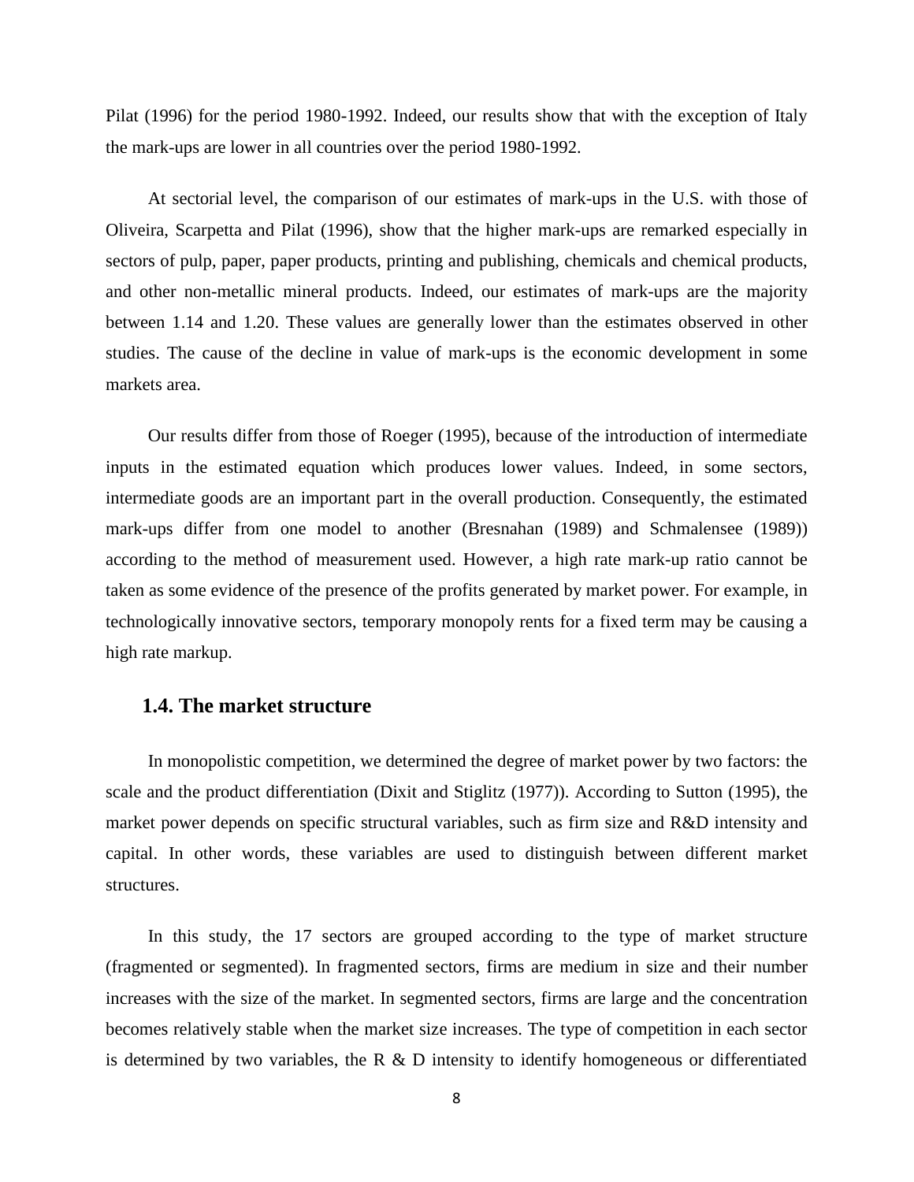Pilat (1996) for the period 1980-1992. Indeed, our results show that with the exception of Italy the mark-ups are lower in all countries over the period 1980-1992.

At sectorial level, the comparison of our estimates of mark-ups in the U.S. with those of Oliveira, Scarpetta and Pilat (1996), show that the higher mark-ups are remarked especially in sectors of pulp, paper, paper products, printing and publishing, chemicals and chemical products, and other non-metallic mineral products. Indeed, our estimates of mark-ups are the majority between 1.14 and 1.20. These values are generally lower than the estimates observed in other studies. The cause of the decline in value of mark-ups is the economic development in some markets area.

Our results differ from those of Roeger (1995), because of the introduction of intermediate inputs in the estimated equation which produces lower values. Indeed, in some sectors, intermediate goods are an important part in the overall production. Consequently, the estimated mark-ups differ from one model to another (Bresnahan (1989) and Schmalensee (1989)) according to the method of measurement used. However, a high rate mark-up ratio cannot be taken as some evidence of the presence of the profits generated by market power. For example, in technologically innovative sectors, temporary monopoly rents for a fixed term may be causing a high rate markup.

## 1.4. The market structure

In monopolistic competition, we determined the degree of market power by two factors: the scale and the product differentiation (Dixit and Stiglitz (1977)). According to Sutton (1995), the market power depends on specific structural variables, such as firm size and R&D intensity and capital. In other words, these variables are used to distinguish between different market structures.

In this study, the 17 sectors are grouped according to the type of market structure (fragmented or segmented). In fragmented sectors, firms are medium in size and their number increases with the size of the market. In segmented sectors, firms are large and the concentration becomes relatively stable when the market size increases. The type of competition in each sector is determined by two variables, the R & D intensity to identify homogeneous or differentiated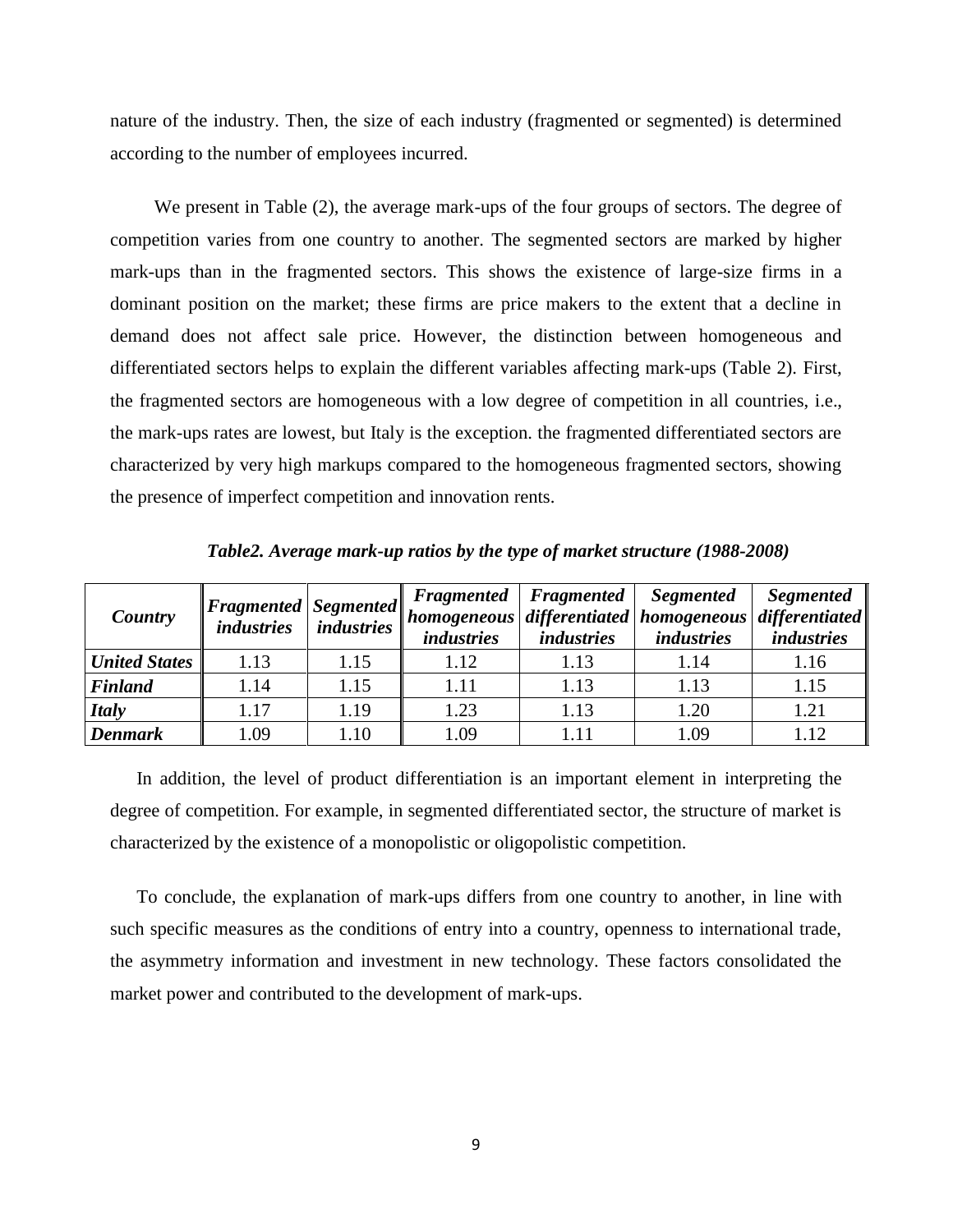nature of the industry. Then, the size of each industry (fragmented or segmented) is determined according to the number of employees incurred.

We present in Table (2), the average mark-ups of the four groups of sectors. The degree of competition varies from one country to another. The segmented sectors are marked by higher mark-ups than in the fragmented sectors. This shows the existence of large-size firms in a dominant position on the market; these firms are price makers to the extent that a decline in demand does not affect sale price. However, the distinction between homogeneous and differentiated sectors helps to explain the different variables affecting mark-ups (Table 2). First, the fragmented sectors are homogeneous with a low degree of competition in all countries, i.e., the mark-ups rates are lowest, but Italy is the exception. the fragmented differentiated sectors are characterized by very high markups compared to the homogeneous fragmented sectors, showing the presence of imperfect competition and innovation rents.

***Table2. Average mark-up ratios by the type of market structure (1988-2008)***

| *Country* | *Fragmented industries* | *Segmented industries* | *Fragmented homogeneous industries* | *Fragmented differentiated industries* | *Segmented homogeneous industries* | *Segmented differentiated industries* |
|---|---|---|---|---|---|---|
| ***United States*** | 1.13 | 1.15 | 1.12 | 1.13 | 1.14 | 1.16 |
| ***Finland*** | 1.14 | 1.15 | 1.11 | 1.13 | 1.13 | 1.15 |
| ***Italy*** | 1.17 | 1.19 | 1.23 | 1.13 | 1.20 | 1.21 |
| ***Denmark*** | 1.09 | 1.10 | 1.09 | 1.11 | 1.09 | 1.12 |

In addition, the level of product differentiation is an important element in interpreting the degree of competition. For example, in segmented differentiated sector, the structure of market is characterized by the existence of a monopolistic or oligopolistic competition.

To conclude, the explanation of mark-ups differs from one country to another, in line with such specific measures as the conditions of entry into a country, openness to international trade, the asymmetry information and investment in new technology. These factors consolidated the market power and contributed to the development of mark-ups.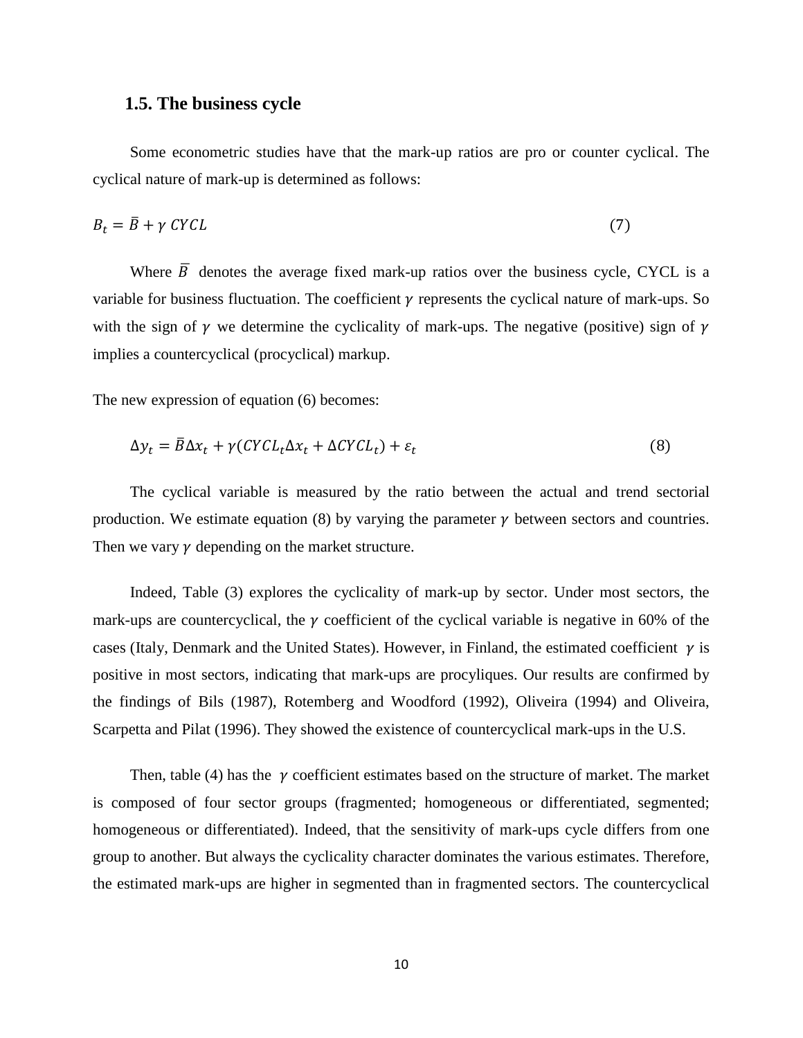### 1.5. The business cycle

Some econometric studies have that the mark-up ratios are pro or counter cyclical. The cyclical nature of mark-up is determined as follows:

$$B_t = \bar{B} + \gamma\ CYCL \tag{7}$$

Where $\bar{B}$ denotes the average fixed mark-up ratios over the business cycle, CYCL is a variable for business fluctuation. The coefficient $\gamma$ represents the cyclical nature of mark-ups. So with the sign of $\gamma$ we determine the cyclicality of mark-ups. The negative (positive) sign of $\gamma$ implies a countercyclical (procyclical) markup.

The new expression of equation (6) becomes:

$$\Delta y_t = \bar{B}\Delta x_t + \gamma(CYCL_t \Delta x_t + \Delta CYCL_t) + \varepsilon_t \tag{8}$$

The cyclical variable is measured by the ratio between the actual and trend sectorial production. We estimate equation (8) by varying the parameter $\gamma$ between sectors and countries. Then we vary $\gamma$ depending on the market structure.

Indeed, Table (3) explores the cyclicality of mark-up by sector. Under most sectors, the mark-ups are countercyclical, the $\gamma$ coefficient of the cyclical variable is negative in 60% of the cases (Italy, Denmark and the United States). However, in Finland, the estimated coefficient $\gamma$ is positive in most sectors, indicating that mark-ups are procycliques. Our results are confirmed by the findings of Bils (1987), Rotemberg and Woodford (1992), Oliveira (1994) and Oliveira, Scarpetta and Pilat (1996). They showed the existence of countercyclical mark-ups in the U.S.

Then, table (4) has the $\gamma$ coefficient estimates based on the structure of market. The market is composed of four sector groups (fragmented; homogeneous or differentiated, segmented; homogeneous or differentiated). Indeed, that the sensitivity of mark-ups cycle differs from one group to another. But always the cyclicality character dominates the various estimates. Therefore, the estimated mark-ups are higher in segmented than in fragmented sectors. The countercyclical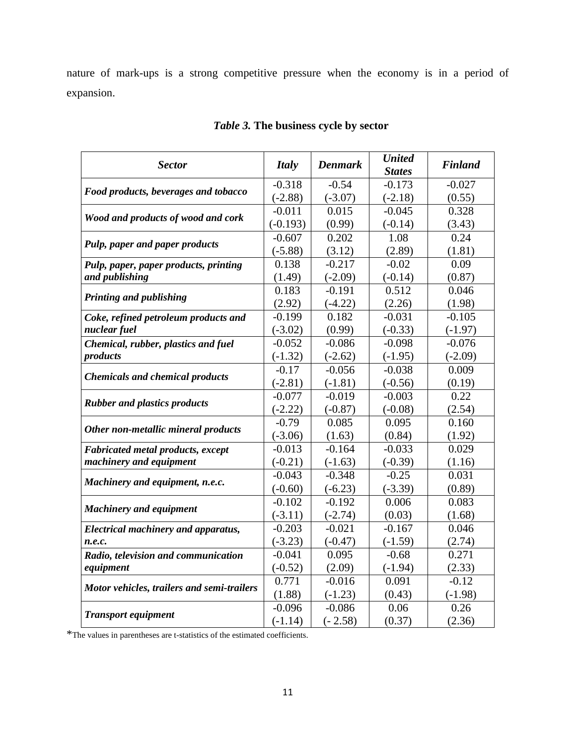nature of mark-ups is a strong competitive pressure when the economy is in a period of expansion.

*Table 3.* **The business cycle by sector**

| *Sector* | *Italy* | *Denmark* | *United States* | *Finland* |
|---|---|---|---|---|
| ***Food products, beverages and tobacco*** | -0.318 (-2.88) | -0.54 (-3.07) | -0.173 (-2.18) | -0.027 (0.55) |
| ***Wood and products of wood and cork*** | -0.011 (-0.193) | 0.015 (0.99) | -0.045 (-0.14) | 0.328 (3.43) |
| ***Pulp, paper and paper products*** | -0.607 (-5.88) | 0.202 (3.12) | 1.08 (2.89) | 0.24 (1.81) |
| ***Pulp, paper, paper products, printing and publishing*** | 0.138 (1.49) | -0.217 (-2.09) | -0.02 (-0.14) | 0.09 (0.87) |
| ***Printing and publishing*** | 0.183 (2.92) | -0.191 (-4.22) | 0.512 (2.26) | 0.046 (1.98) |
| ***Coke, refined petroleum products and nuclear fuel*** | -0.199 (-3.02) | 0.182 (0.99) | -0.031 (-0.33) | -0.105 (-1.97) |
| ***Chemical, rubber, plastics and fuel products*** | -0.052 (-1.32) | -0.086 (-2.62) | -0.098 (-1.95) | -0.076 (-2.09) |
| ***Chemicals and chemical products*** | -0.17 (-2.81) | -0.056 (-1.81) | -0.038 (-0.56) | 0.009 (0.19) |
| ***Rubber and plastics products*** | -0.077 (-2.22) | -0.019 (-0.87) | -0.003 (-0.08) | 0.22 (2.54) |
| ***Other non-metallic mineral products*** | -0.79 (-3.06) | 0.085 (1.63) | 0.095 (0.84) | 0.160 (1.92) |
| ***Fabricated metal products, except machinery and equipment*** | -0.013 (-0.21) | -0.164 (-1.63) | -0.033 (-0.39) | 0.029 (1.16) |
| ***Machinery and equipment, n.e.c.*** | -0.043 (-0.60) | -0.348 (-6.23) | -0.25 (-3.39) | 0.031 (0.89) |
| ***Machinery and equipment*** | -0.102 (-3.11) | -0.192 (-2.74) | 0.006 (0.03) | 0.083 (1.68) |
| ***Electrical machinery and apparatus, n.e.c.*** | -0.203 (-3.23) | -0.021 (-0.47) | -0.167 (-1.59) | 0.046 (2.74) |
| ***Radio, television and communication equipment*** | -0.041 (-0.52) | 0.095 (2.09) | -0.68 (-1.94) | 0.271 (2.33) |
| ***Motor vehicles, trailers and semi-trailers*** | 0.771 (1.88) | -0.016 (-1.23) | 0.091 (0.43) | -0.12 (-1.98) |
| ***Transport equipment*** | -0.096 (-1.14) | -0.086 (- 2.58) | 0.06 (0.37) | 0.26 (2.36) |

*The values in parentheses are t-statistics of the estimated coefficients.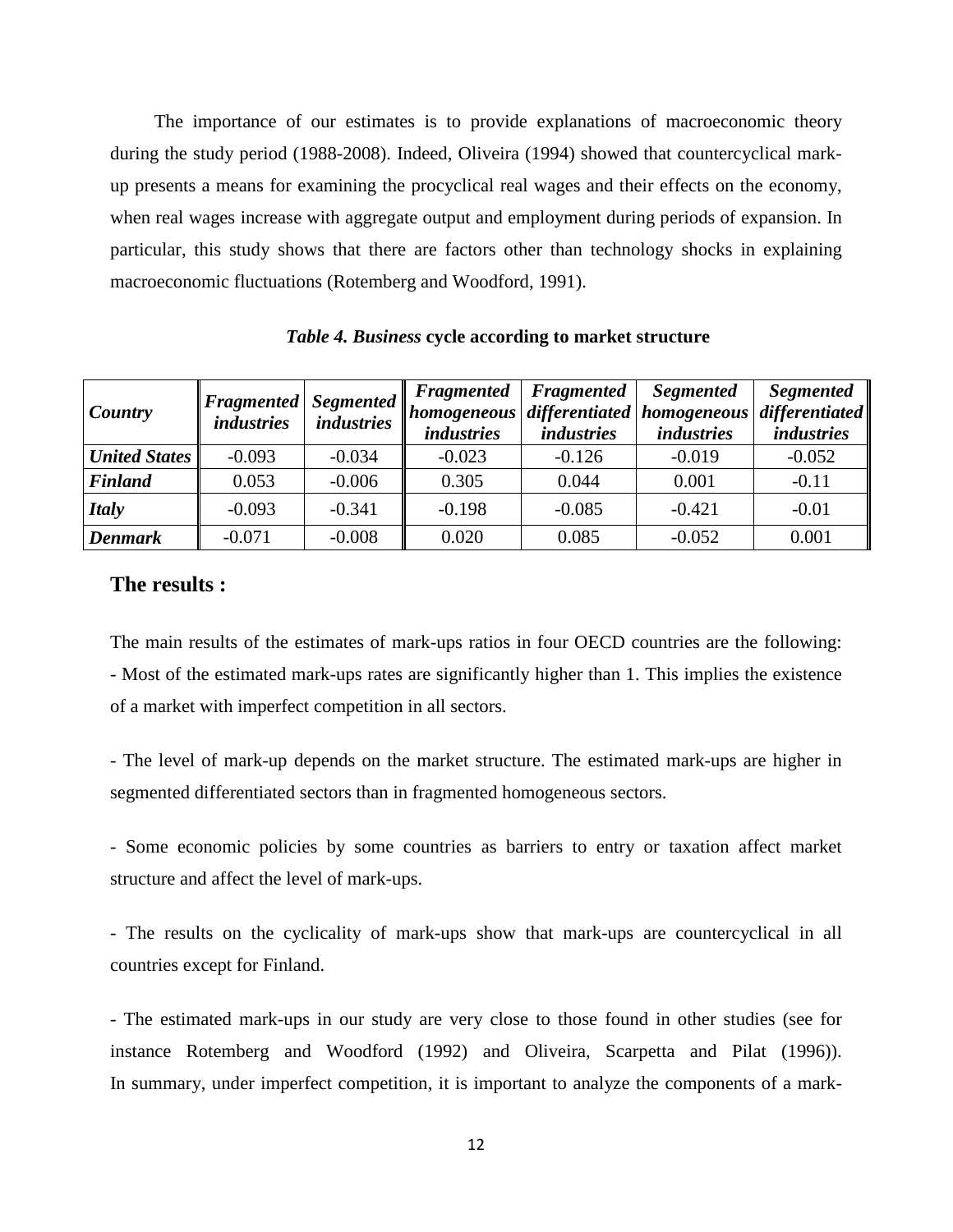The importance of our estimates is to provide explanations of macroeconomic theory during the study period (1988-2008). Indeed, Oliveira (1994) showed that countercyclical mark-up presents a means for examining the procyclical real wages and their effects on the economy, when real wages increase with aggregate output and employment during periods of expansion. In particular, this study shows that there are factors other than technology shocks in explaining macroeconomic fluctuations (Rotemberg and Woodford, 1991).

***Table 4. Business* cycle according to market structure**

| *Country* | *Fragmented industries* | *Segmented industries* | *Fragmented homogeneous industries* | *Fragmented differentiated industries* | *Segmented homogeneous industries* | *Segmented differentiated industries* |
|---|---|---|---|---|---|---|
| *United States* | -0.093 | -0.034 | -0.023 | -0.126 | -0.019 | -0.052 |
| *Finland* | 0.053 | -0.006 | 0.305 | 0.044 | 0.001 | -0.11 |
| *Italy* | -0.093 | -0.341 | -0.198 | -0.085 | -0.421 | -0.01 |
| *Denmark* | -0.071 | -0.008 | 0.020 | 0.085 | -0.052 | 0.001 |

## The results :

The main results of the estimates of mark-ups ratios in four OECD countries are the following:
- Most of the estimated mark-ups rates are significantly higher than 1. This implies the existence of a market with imperfect competition in all sectors.

- The level of mark-up depends on the market structure. The estimated mark-ups are higher in segmented differentiated sectors than in fragmented homogeneous sectors.

- Some economic policies by some countries as barriers to entry or taxation affect market structure and affect the level of mark-ups.

- The results on the cyclicality of mark-ups show that mark-ups are countercyclical in all countries except for Finland.

- The estimated mark-ups in our study are very close to those found in other studies (see for instance Rotemberg and Woodford (1992) and Oliveira, Scarpetta and Pilat (1996)). In summary, under imperfect competition, it is important to analyze the components of a mark-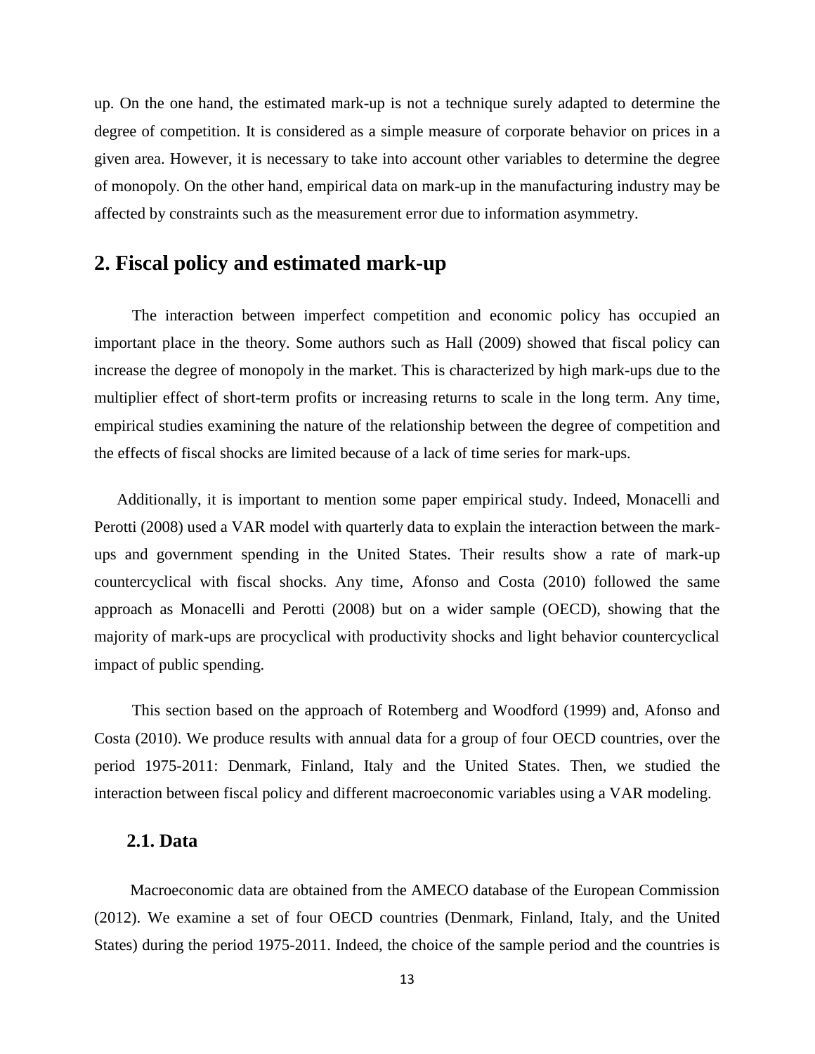up. On the one hand, the estimated mark-up is not a technique surely adapted to determine the degree of competition. It is considered as a simple measure of corporate behavior on prices in a given area. However, it is necessary to take into account other variables to determine the degree of monopoly. On the other hand, empirical data on mark-up in the manufacturing industry may be affected by constraints such as the measurement error due to information asymmetry.

# 2. Fiscal policy and estimated mark-up

The interaction between imperfect competition and economic policy has occupied an important place in the theory. Some authors such as Hall (2009) showed that fiscal policy can increase the degree of monopoly in the market. This is characterized by high mark-ups due to the multiplier effect of short-term profits or increasing returns to scale in the long term. Any time, empirical studies examining the nature of the relationship between the degree of competition and the effects of fiscal shocks are limited because of a lack of time series for mark-ups.

Additionally, it is important to mention some paper empirical study. Indeed, Monacelli and Perotti (2008) used a VAR model with quarterly data to explain the interaction between the mark-ups and government spending in the United States. Their results show a rate of mark-up countercyclical with fiscal shocks. Any time, Afonso and Costa (2010) followed the same approach as Monacelli and Perotti (2008) but on a wider sample (OECD), showing that the majority of mark-ups are procyclical with productivity shocks and light behavior countercyclical impact of public spending.

This section based on the approach of Rotemberg and Woodford (1999) and, Afonso and Costa (2010). We produce results with annual data for a group of four OECD countries, over the period 1975-2011: Denmark, Finland, Italy and the United States. Then, we studied the interaction between fiscal policy and different macroeconomic variables using a VAR modeling.

## 2.1. Data

Macroeconomic data are obtained from the AMECO database of the European Commission (2012). We examine a set of four OECD countries (Denmark, Finland, Italy, and the United States) during the period 1975-2011. Indeed, the choice of the sample period and the countries is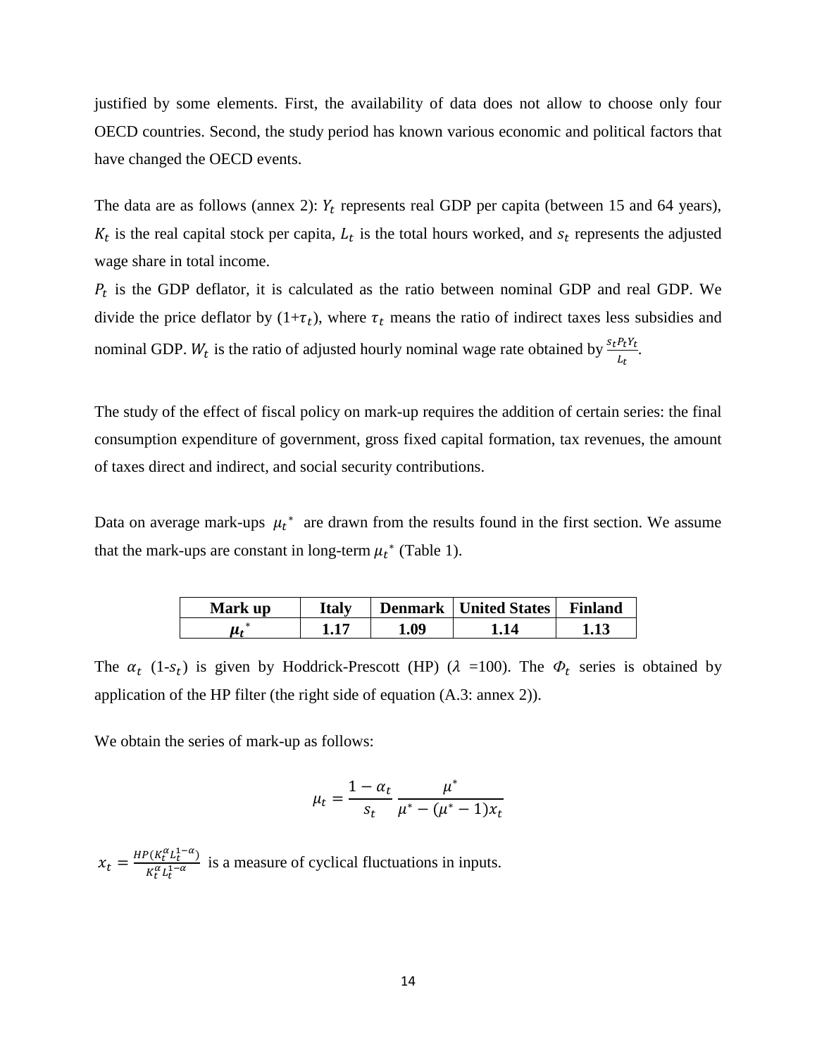justified by some elements. First, the availability of data does not allow to choose only four OECD countries. Second, the study period has known various economic and political factors that have changed the OECD events.

The data are as follows (annex 2): $Y_t$ represents real GDP per capita (between 15 and 64 years), $K_t$ is the real capital stock per capita, $L_t$ is the total hours worked, and $s_t$ represents the adjusted wage share in total income.

$P_t$ is the GDP deflator, it is calculated as the ratio between nominal GDP and real GDP. We divide the price deflator by (1+$\tau_t$), where $\tau_t$ means the ratio of indirect taxes less subsidies and nominal GDP. $W_t$ is the ratio of adjusted hourly nominal wage rate obtained by $\frac{s_t P_t Y_t}{L_t}$.

The study of the effect of fiscal policy on mark-up requires the addition of certain series: the final consumption expenditure of government, gross fixed capital formation, tax revenues, the amount of taxes direct and indirect, and social security contributions.

Data on average mark-ups $\mu_t{}^*$ are drawn from the results found in the first section. We assume that the mark-ups are constant in long-term $\mu_t{}^*$ (Table 1).

| Mark up | Italy | Denmark | United States | Finland |
|---|---|---|---|---|
| $\mu_t{}^*$ | 1.17 | 1.09 | 1.14 | 1.13 |

The $\alpha_t$ (1-$s_t$) is given by Hoddrick-Prescott (HP) ($\lambda$ =100). The $\Phi_t$ series is obtained by application of the HP filter (the right side of equation (A.3: annex 2)).

We obtain the series of mark-up as follows:

$$\mu_t = \frac{1-\alpha_t}{s_t} \frac{\mu^*}{\mu^* - (\mu^* - 1)x_t}$$

$x_t = \frac{HP(K_t^{\alpha} L_t^{1-\alpha})}{K_t^{\alpha} L_t^{1-\alpha}}$ is a measure of cyclical fluctuations in inputs.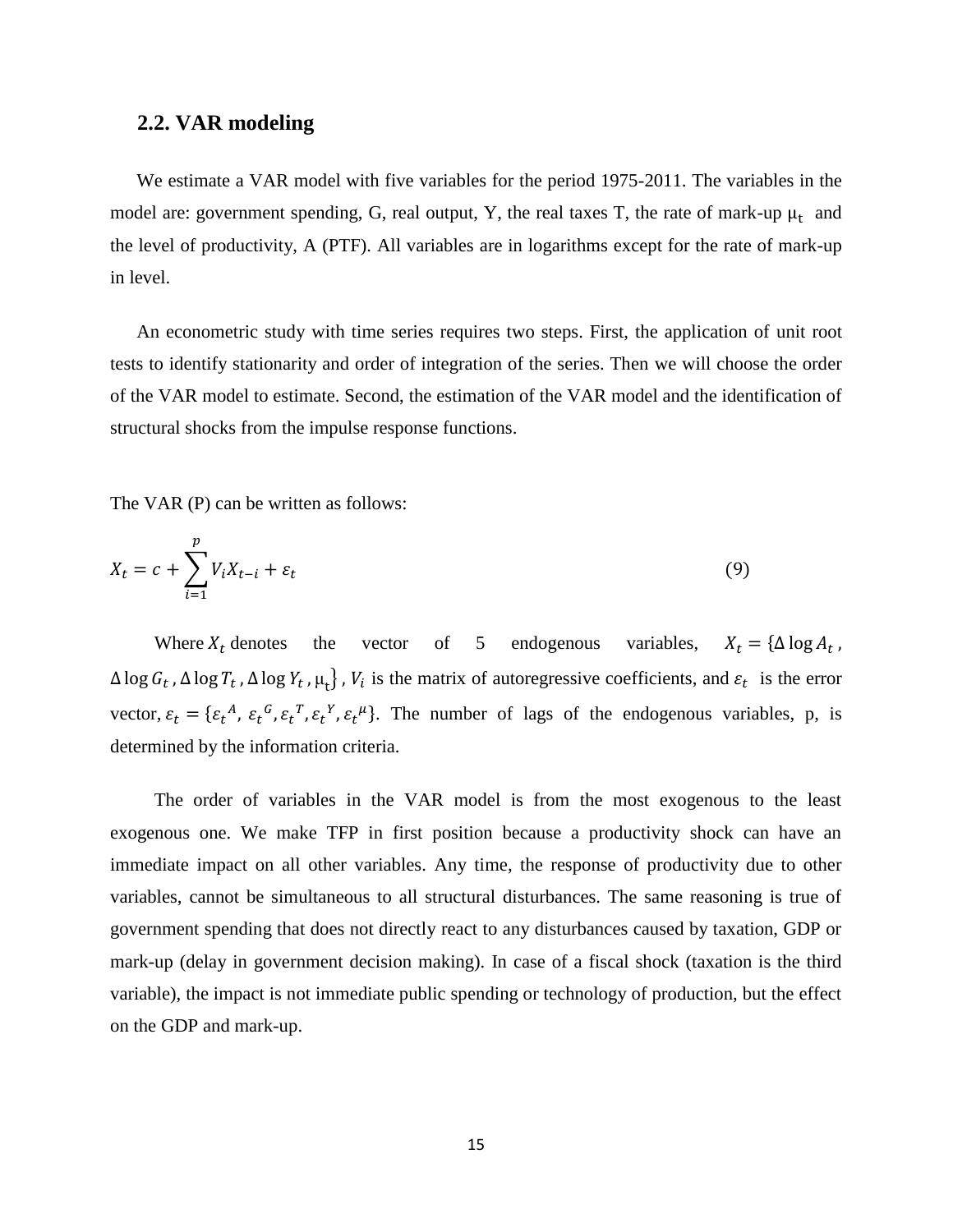## 2.2. VAR modeling

We estimate a VAR model with five variables for the period 1975-2011. The variables in the model are: government spending, G, real output, Y, the real taxes T, the rate of mark-up $\mu_t$ and the level of productivity, A (PTF). All variables are in logarithms except for the rate of mark-up in level.

An econometric study with time series requires two steps. First, the application of unit root tests to identify stationarity and order of integration of the series. Then we will choose the order of the VAR model to estimate. Second, the estimation of the VAR model and the identification of structural shocks from the impulse response functions.

The VAR (P) can be written as follows:

$$X_t = c + \sum_{i=1}^{p} V_i X_{t-i} + \varepsilon_t \tag{9}$$

Where $X_t$ denotes the vector of 5 endogenous variables, $X_t = \{\Delta \log A_t, \Delta \log G_t, \Delta \log T_t, \Delta \log Y_t, \mu_t\}$, $V_i$ is the matrix of autoregressive coefficients, and $\varepsilon_t$ is the error vector, $\varepsilon_t = \{\varepsilon_t{}^A, \varepsilon_t{}^G, \varepsilon_t{}^T, \varepsilon_t{}^Y, \varepsilon_t{}^\mu\}$. The number of lags of the endogenous variables, p, is determined by the information criteria.

The order of variables in the VAR model is from the most exogenous to the least exogenous one. We make TFP in first position because a productivity shock can have an immediate impact on all other variables. Any time, the response of productivity due to other variables, cannot be simultaneous to all structural disturbances. The same reasoning is true of government spending that does not directly react to any disturbances caused by taxation, GDP or mark-up (delay in government decision making). In case of a fiscal shock (taxation is the third variable), the impact is not immediate public spending or technology of production, but the effect on the GDP and mark-up.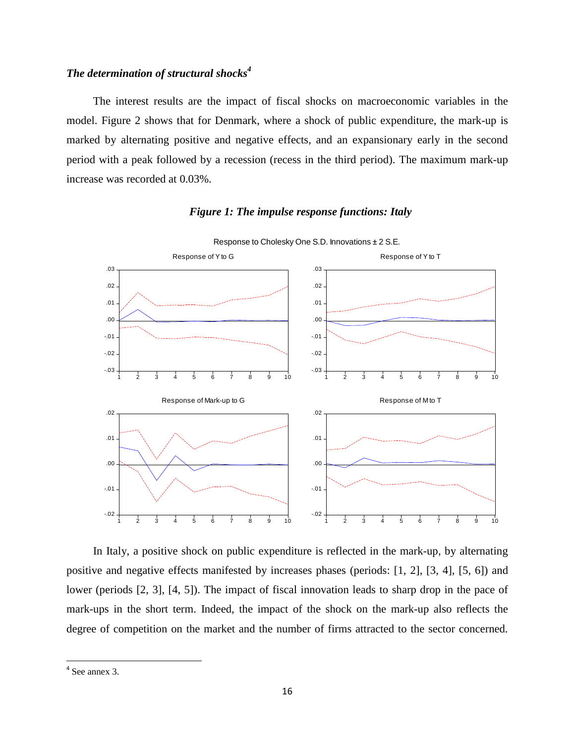### *The determination of structural shocks*[4]

The interest results are the impact of fiscal shocks on macroeconomic variables in the model. Figure 2 shows that for Denmark, where a shock of public expenditure, the mark-up is marked by alternating positive and negative effects, and an expansionary early in the second period with a peak followed by a recession (recess in the third period). The maximum mark-up increase was recorded at 0.03%.

***Figure 1: The impulse response functions: Italy***

In Italy, a positive shock on public expenditure is reflected in the mark-up, by alternating positive and negative effects manifested by increases phases (periods: [1, 2], [3, 4], [5, 6]) and lower (periods [2, 3], [4, 5]). The impact of fiscal innovation leads to sharp drop in the pace of mark-ups in the short term. Indeed, the impact of the shock on the mark-up also reflects the degree of competition on the market and the number of firms attracted to the sector concerned.

---

[4] See annex 3.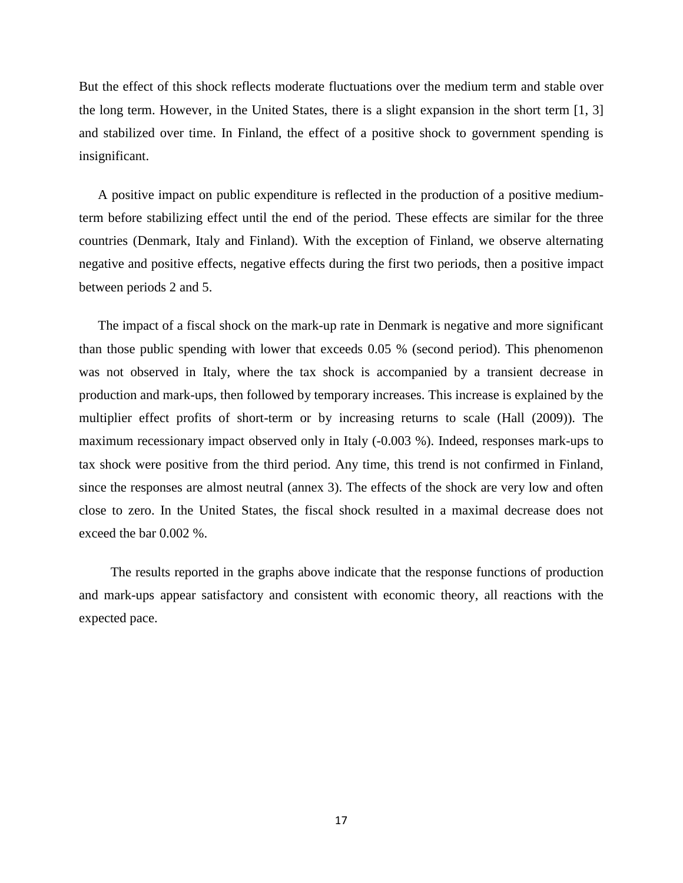But the effect of this shock reflects moderate fluctuations over the medium term and stable over the long term. However, in the United States, there is a slight expansion in the short term [1, 3] and stabilized over time. In Finland, the effect of a positive shock to government spending is insignificant.

A positive impact on public expenditure is reflected in the production of a positive medium-term before stabilizing effect until the end of the period. These effects are similar for the three countries (Denmark, Italy and Finland). With the exception of Finland, we observe alternating negative and positive effects, negative effects during the first two periods, then a positive impact between periods 2 and 5.

The impact of a fiscal shock on the mark-up rate in Denmark is negative and more significant than those public spending with lower that exceeds 0.05 % (second period). This phenomenon was not observed in Italy, where the tax shock is accompanied by a transient decrease in production and mark-ups, then followed by temporary increases. This increase is explained by the multiplier effect profits of short-term or by increasing returns to scale (Hall (2009)). The maximum recessionary impact observed only in Italy (-0.003 %). Indeed, responses mark-ups to tax shock were positive from the third period. Any time, this trend is not confirmed in Finland, since the responses are almost neutral (annex 3). The effects of the shock are very low and often close to zero. In the United States, the fiscal shock resulted in a maximal decrease does not exceed the bar 0.002 %.

The results reported in the graphs above indicate that the response functions of production and mark-ups appear satisfactory and consistent with economic theory, all reactions with the expected pace.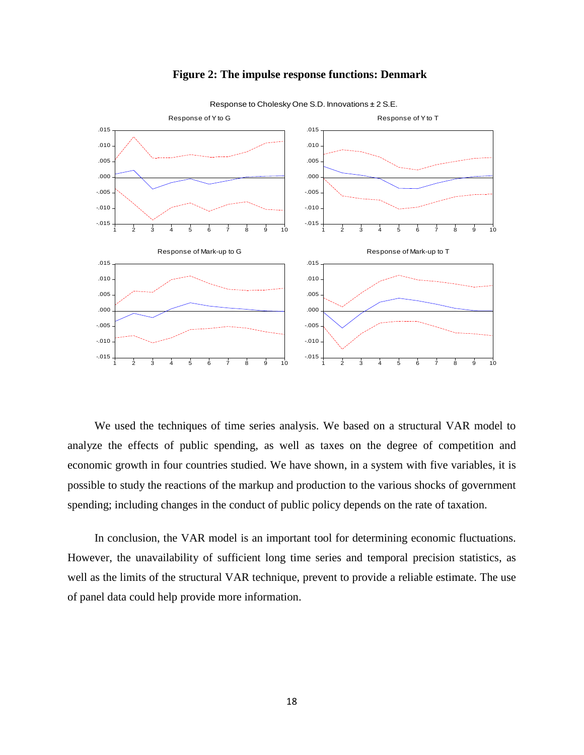**Figure 2: The impulse response functions: Denmark**

We used the techniques of time series analysis. We based on a structural VAR model to analyze the effects of public spending, as well as taxes on the degree of competition and economic growth in four countries studied. We have shown, in a system with five variables, it is possible to study the reactions of the markup and production to the various shocks of government spending; including changes in the conduct of public policy depends on the rate of taxation.

In conclusion, the VAR model is an important tool for determining economic fluctuations. However, the unavailability of sufficient long time series and temporal precision statistics, as well as the limits of the structural VAR technique, prevent to provide a reliable estimate. The use of panel data could help provide more information.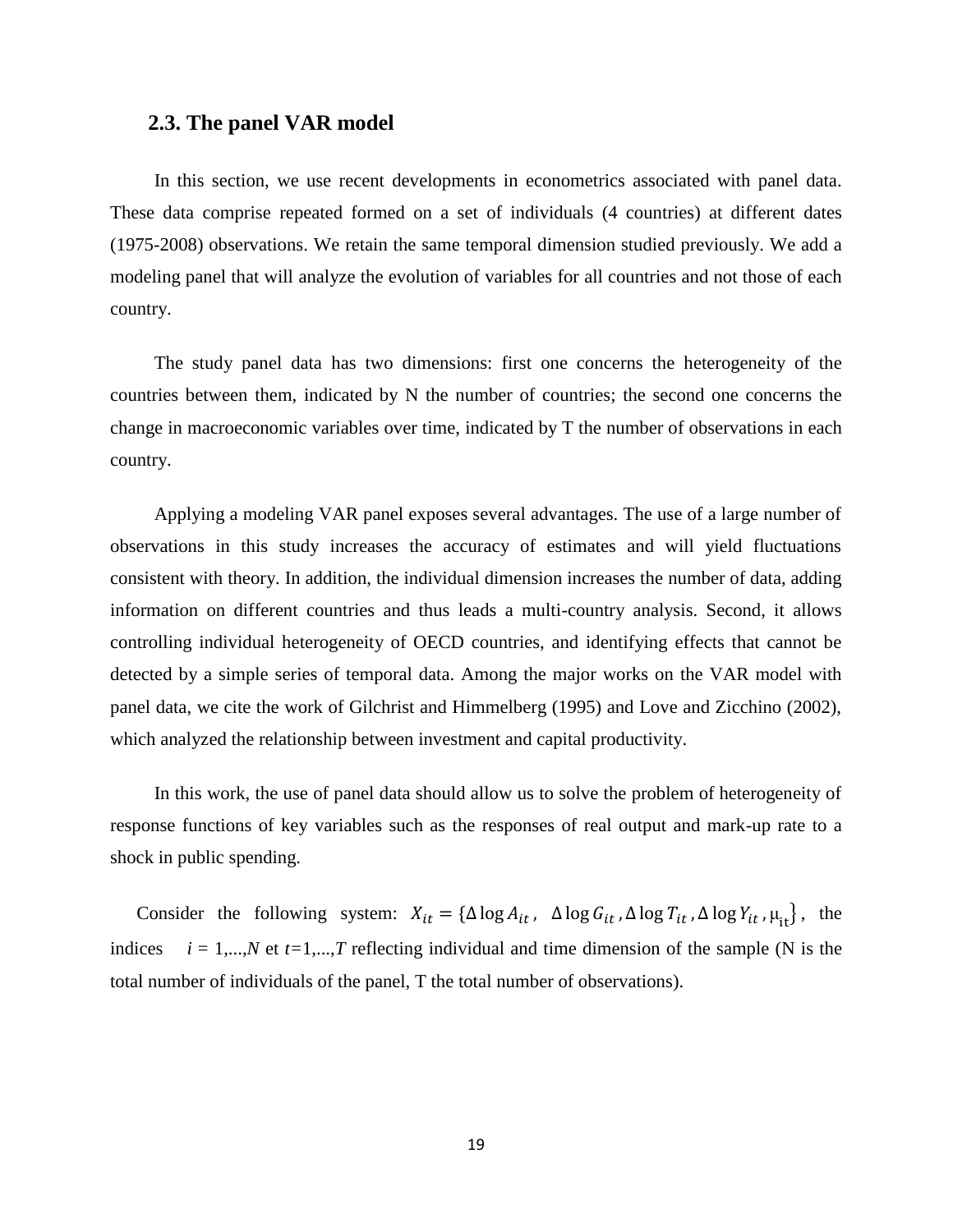### 2.3. The panel VAR model

In this section, we use recent developments in econometrics associated with panel data. These data comprise repeated formed on a set of individuals (4 countries) at different dates (1975-2008) observations. We retain the same temporal dimension studied previously. We add a modeling panel that will analyze the evolution of variables for all countries and not those of each country.

The study panel data has two dimensions: first one concerns the heterogeneity of the countries between them, indicated by N the number of countries; the second one concerns the change in macroeconomic variables over time, indicated by T the number of observations in each country.

Applying a modeling VAR panel exposes several advantages. The use of a large number of observations in this study increases the accuracy of estimates and will yield fluctuations consistent with theory. In addition, the individual dimension increases the number of data, adding information on different countries and thus leads a multi-country analysis. Second, it allows controlling individual heterogeneity of OECD countries, and identifying effects that cannot be detected by a simple series of temporal data. Among the major works on the VAR model with panel data, we cite the work of Gilchrist and Himmelberg (1995) and Love and Zicchino (2002), which analyzed the relationship between investment and capital productivity.

In this work, the use of panel data should allow us to solve the problem of heterogeneity of response functions of key variables such as the responses of real output and mark-up rate to a shock in public spending.

Consider the following system: $X_{it} = \{\Delta \log A_{it}, \ \Delta \log G_{it}, \Delta \log T_{it}, \Delta \log Y_{it}, \mu_{it}\}$, the indices $i = 1,...,N$ et $t=1,...,T$ reflecting individual and time dimension of the sample (N is the total number of individuals of the panel, T the total number of observations).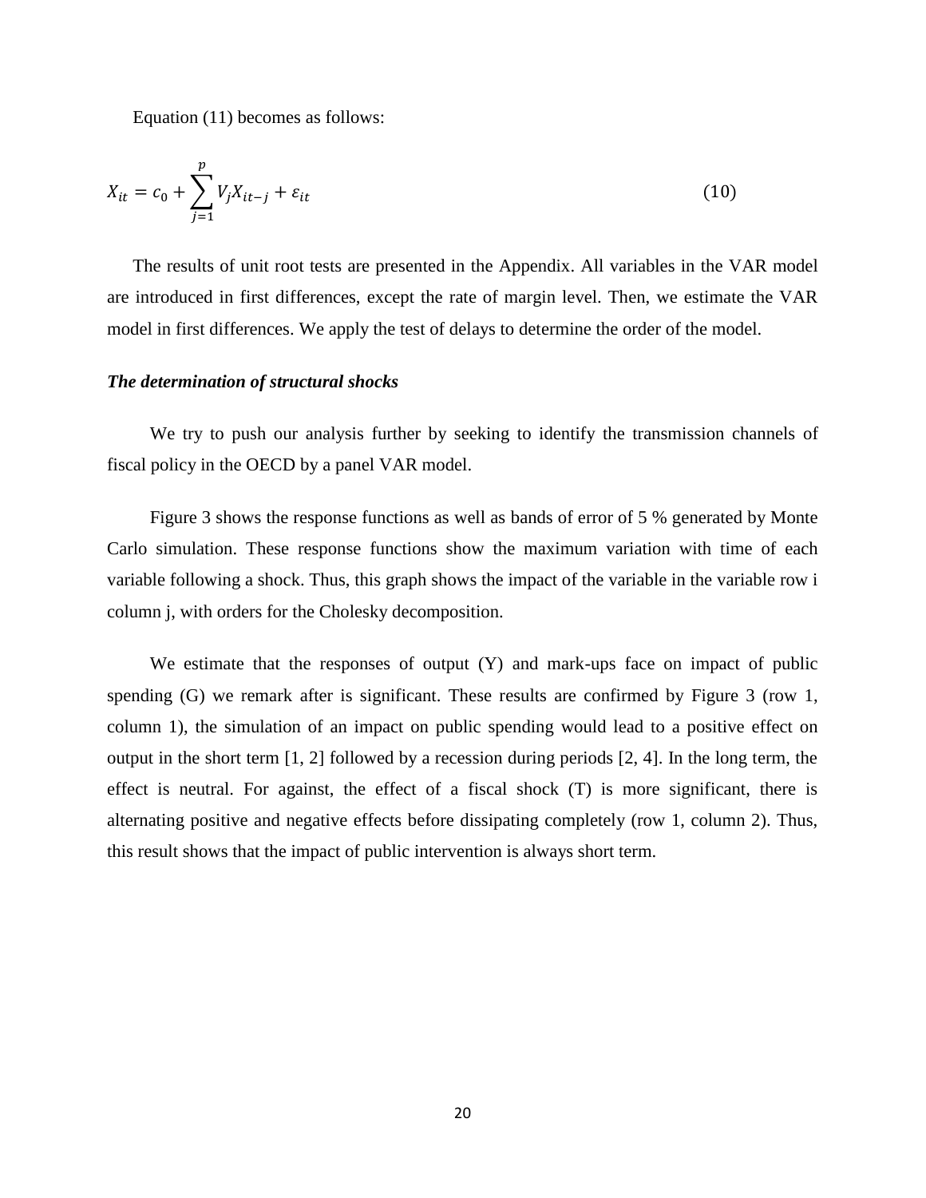Equation (11) becomes as follows:

$$X_{it} = c_0 + \sum_{j=1}^{p} V_j X_{it-j} + \varepsilon_{it} \tag{10}$$

The results of unit root tests are presented in the Appendix. All variables in the VAR model are introduced in first differences, except the rate of margin level. Then, we estimate the VAR model in first differences. We apply the test of delays to determine the order of the model.

### *The determination of structural shocks*

We try to push our analysis further by seeking to identify the transmission channels of fiscal policy in the OECD by a panel VAR model.

Figure 3 shows the response functions as well as bands of error of 5 % generated by Monte Carlo simulation. These response functions show the maximum variation with time of each variable following a shock. Thus, this graph shows the impact of the variable in the variable row i column j, with orders for the Cholesky decomposition.

We estimate that the responses of output (Y) and mark-ups face on impact of public spending (G) we remark after is significant. These results are confirmed by Figure 3 (row 1, column 1), the simulation of an impact on public spending would lead to a positive effect on output in the short term [1, 2] followed by a recession during periods [2, 4]. In the long term, the effect is neutral. For against, the effect of a fiscal shock (T) is more significant, there is alternating positive and negative effects before dissipating completely (row 1, column 2). Thus, this result shows that the impact of public intervention is always short term.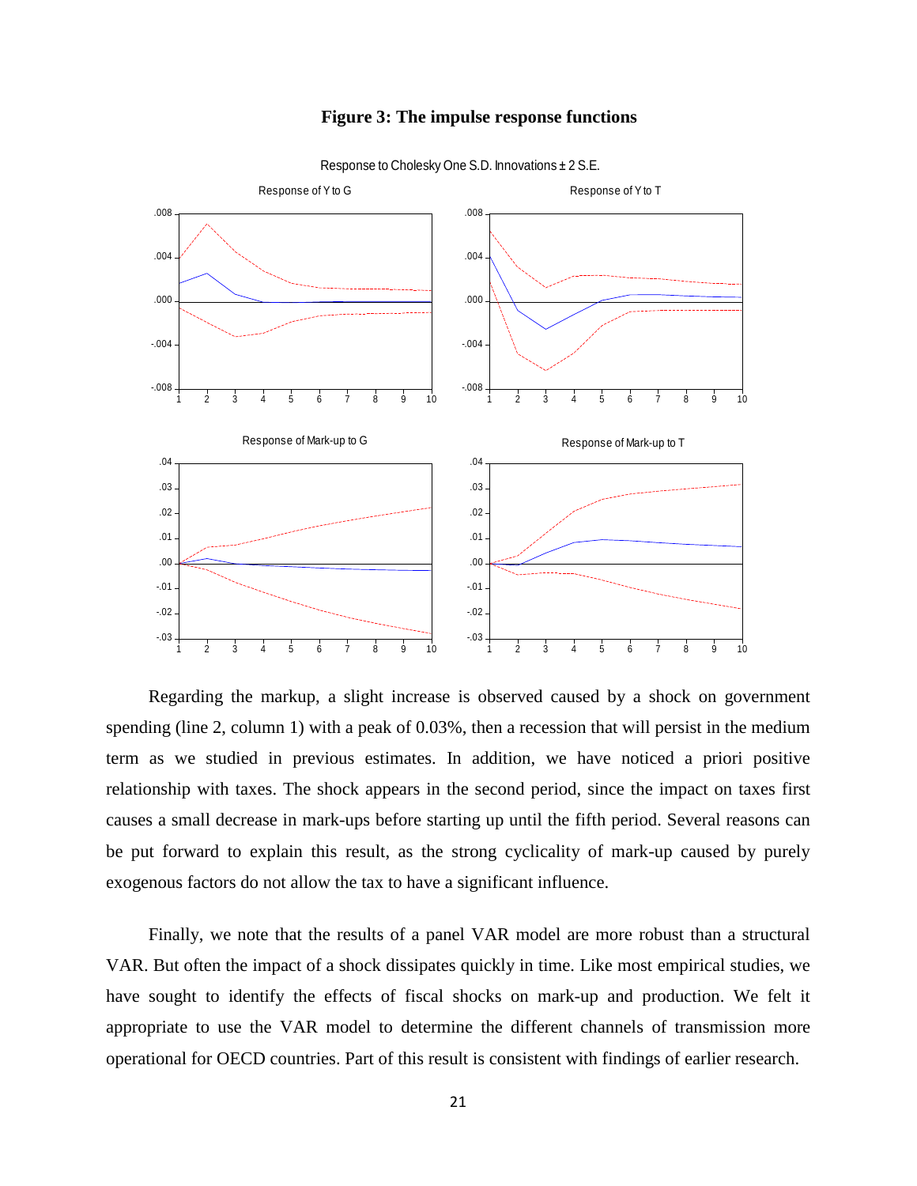**Figure 3: The impulse response functions**

Response to Cholesky One S.D. Innovations ± 2 S.E.

Response of Y to G

Response of Y to T

Response of Mark-up to G

Response of Mark-up to T

Regarding the markup, a slight increase is observed caused by a shock on government spending (line 2, column 1) with a peak of 0.03%, then a recession that will persist in the medium term as we studied in previous estimates. In addition, we have noticed a priori positive relationship with taxes. The shock appears in the second period, since the impact on taxes first causes a small decrease in mark-ups before starting up until the fifth period. Several reasons can be put forward to explain this result, as the strong cyclicality of mark-up caused by purely exogenous factors do not allow the tax to have a significant influence.

Finally, we note that the results of a panel VAR model are more robust than a structural VAR. But often the impact of a shock dissipates quickly in time. Like most empirical studies, we have sought to identify the effects of fiscal shocks on mark-up and production. We felt it appropriate to use the VAR model to determine the different channels of transmission more operational for OECD countries. Part of this result is consistent with findings of earlier research.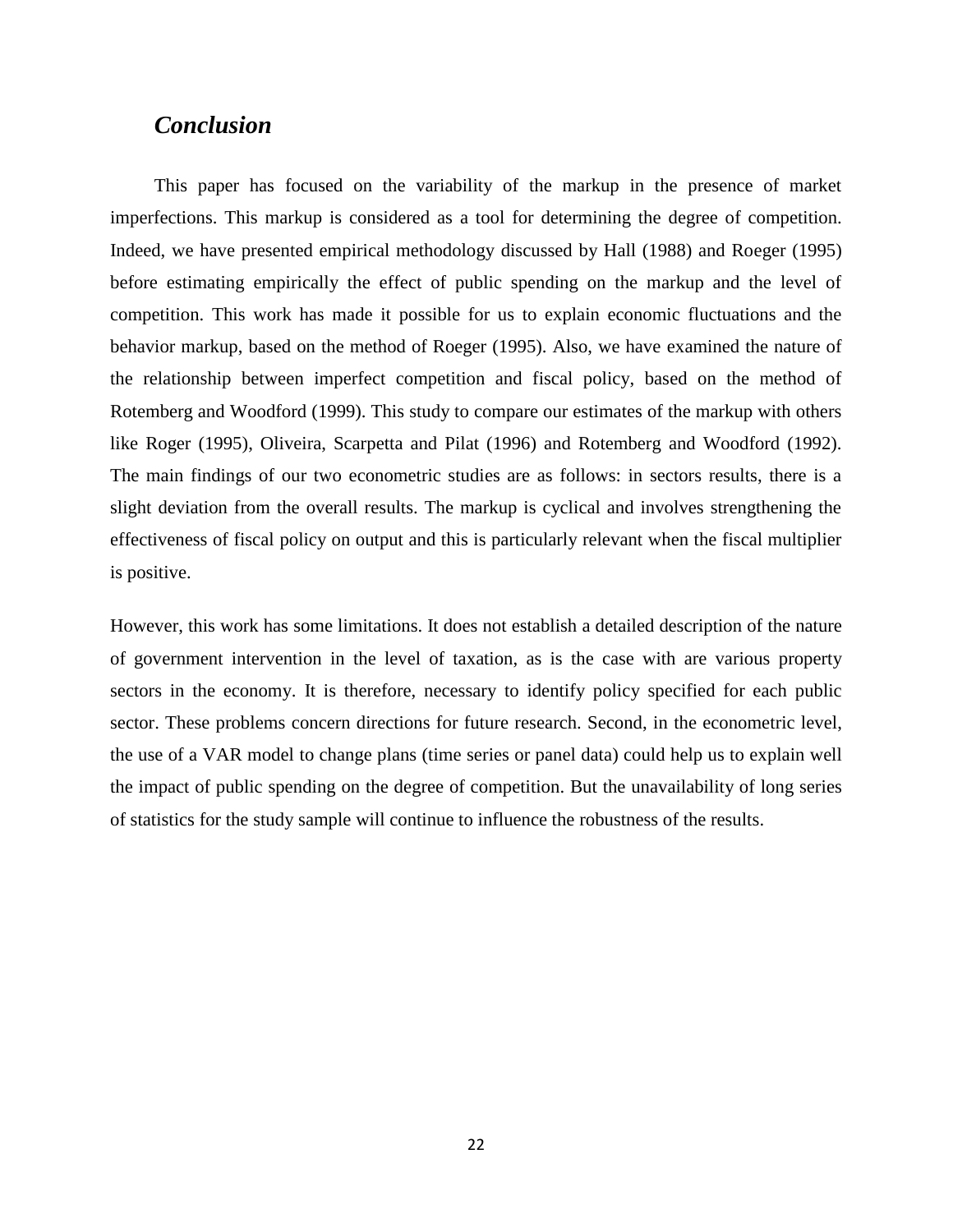## *Conclusion*

This paper has focused on the variability of the markup in the presence of market imperfections. This markup is considered as a tool for determining the degree of competition. Indeed, we have presented empirical methodology discussed by Hall (1988) and Roeger (1995) before estimating empirically the effect of public spending on the markup and the level of competition. This work has made it possible for us to explain economic fluctuations and the behavior markup, based on the method of Roeger (1995). Also, we have examined the nature of the relationship between imperfect competition and fiscal policy, based on the method of Rotemberg and Woodford (1999). This study to compare our estimates of the markup with others like Roger (1995), Oliveira, Scarpetta and Pilat (1996) and Rotemberg and Woodford (1992). The main findings of our two econometric studies are as follows: in sectors results, there is a slight deviation from the overall results. The markup is cyclical and involves strengthening the effectiveness of fiscal policy on output and this is particularly relevant when the fiscal multiplier is positive.

However, this work has some limitations. It does not establish a detailed description of the nature of government intervention in the level of taxation, as is the case with are various property sectors in the economy. It is therefore, necessary to identify policy specified for each public sector. These problems concern directions for future research. Second, in the econometric level, the use of a VAR model to change plans (time series or panel data) could help us to explain well the impact of public spending on the degree of competition. But the unavailability of long series of statistics for the study sample will continue to influence the robustness of the results.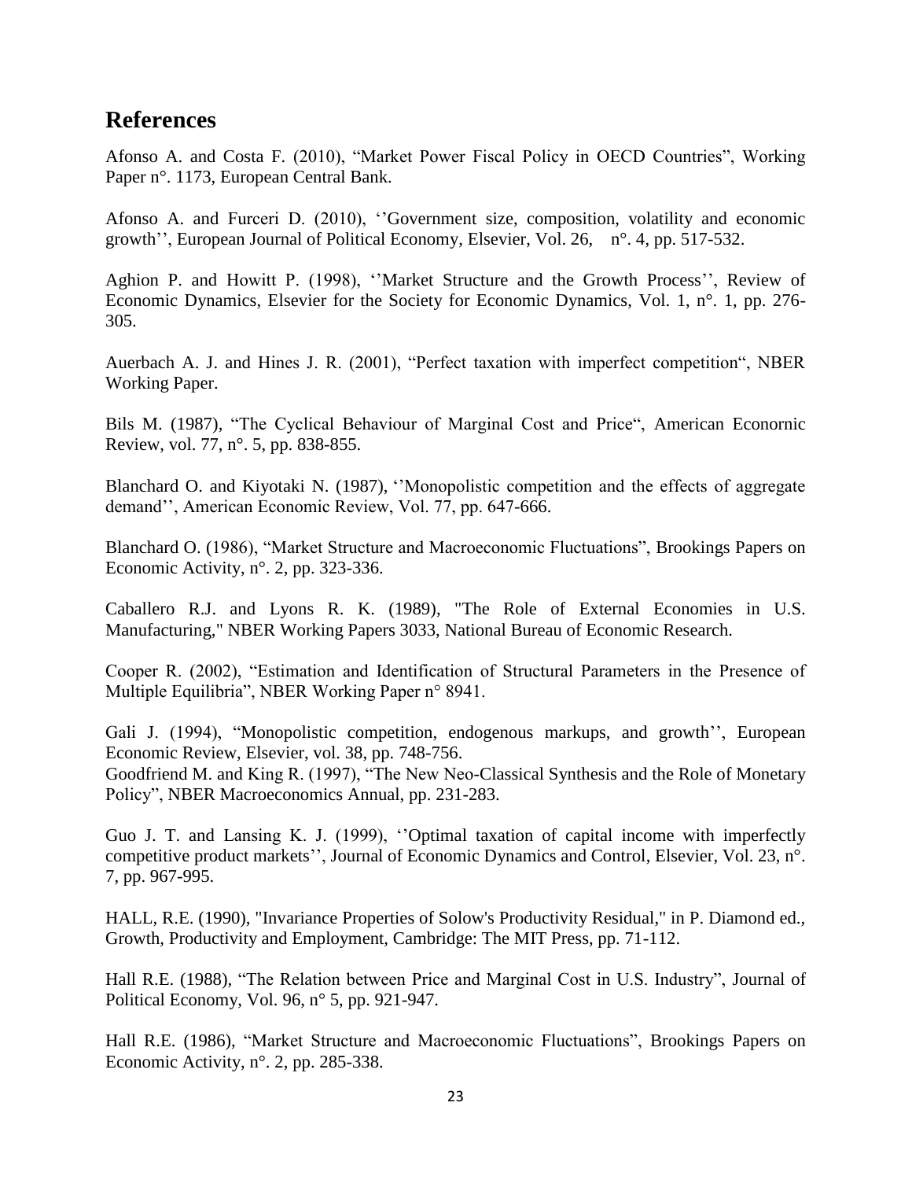## References

Afonso A. and Costa F. (2010), “Market Power Fiscal Policy in OECD Countries”, Working Paper n°. 1173, European Central Bank.

Afonso A. and Furceri D. (2010), ‘’Government size, composition, volatility and economic growth’’, European Journal of Political Economy, Elsevier, Vol. 26, n°. 4, pp. 517-532.

Aghion P. and Howitt P. (1998), ‘’Market Structure and the Growth Process’’, Review of Economic Dynamics, Elsevier for the Society for Economic Dynamics, Vol. 1, n°. 1, pp. 276-305.

Auerbach A. J. and Hines J. R. (2001), “Perfect taxation with imperfect competition“, NBER Working Paper.

Bils M. (1987), “The Cyclical Behaviour of Marginal Cost and Price“, American Econornic Review, vol. 77, n°. 5, pp. 838-855.

Blanchard O. and Kiyotaki N. (1987), ‘’Monopolistic competition and the effects of aggregate demand’’, American Economic Review, Vol. 77, pp. 647-666.

Blanchard O. (1986), “Market Structure and Macroeconomic Fluctuations”, Brookings Papers on Economic Activity, n°. 2, pp. 323-336.

Caballero R.J. and Lyons R. K. (1989), "The Role of External Economies in U.S. Manufacturing," NBER Working Papers 3033, National Bureau of Economic Research.

Cooper R. (2002), “Estimation and Identification of Structural Parameters in the Presence of Multiple Equilibria”, NBER Working Paper n° 8941.

Gali J. (1994), “Monopolistic competition, endogenous markups, and growth’’, European Economic Review, Elsevier, vol. 38, pp. 748-756.

Goodfriend M. and King R. (1997), “The New Neo-Classical Synthesis and the Role of Monetary Policy”, NBER Macroeconomics Annual, pp. 231-283.

Guo J. T. and Lansing K. J. (1999), ‘’Optimal taxation of capital income with imperfectly competitive product markets’’, Journal of Economic Dynamics and Control, Elsevier, Vol. 23, n°. 7, pp. 967-995.

HALL, R.E. (1990), "Invariance Properties of Solow's Productivity Residual," in P. Diamond ed., Growth, Productivity and Employment, Cambridge: The MIT Press, pp. 71-112.

Hall R.E. (1988), “The Relation between Price and Marginal Cost in U.S. Industry”, Journal of Political Economy, Vol. 96, n° 5, pp. 921-947.

Hall R.E. (1986), “Market Structure and Macroeconomic Fluctuations”, Brookings Papers on Economic Activity, n°. 2, pp. 285-338.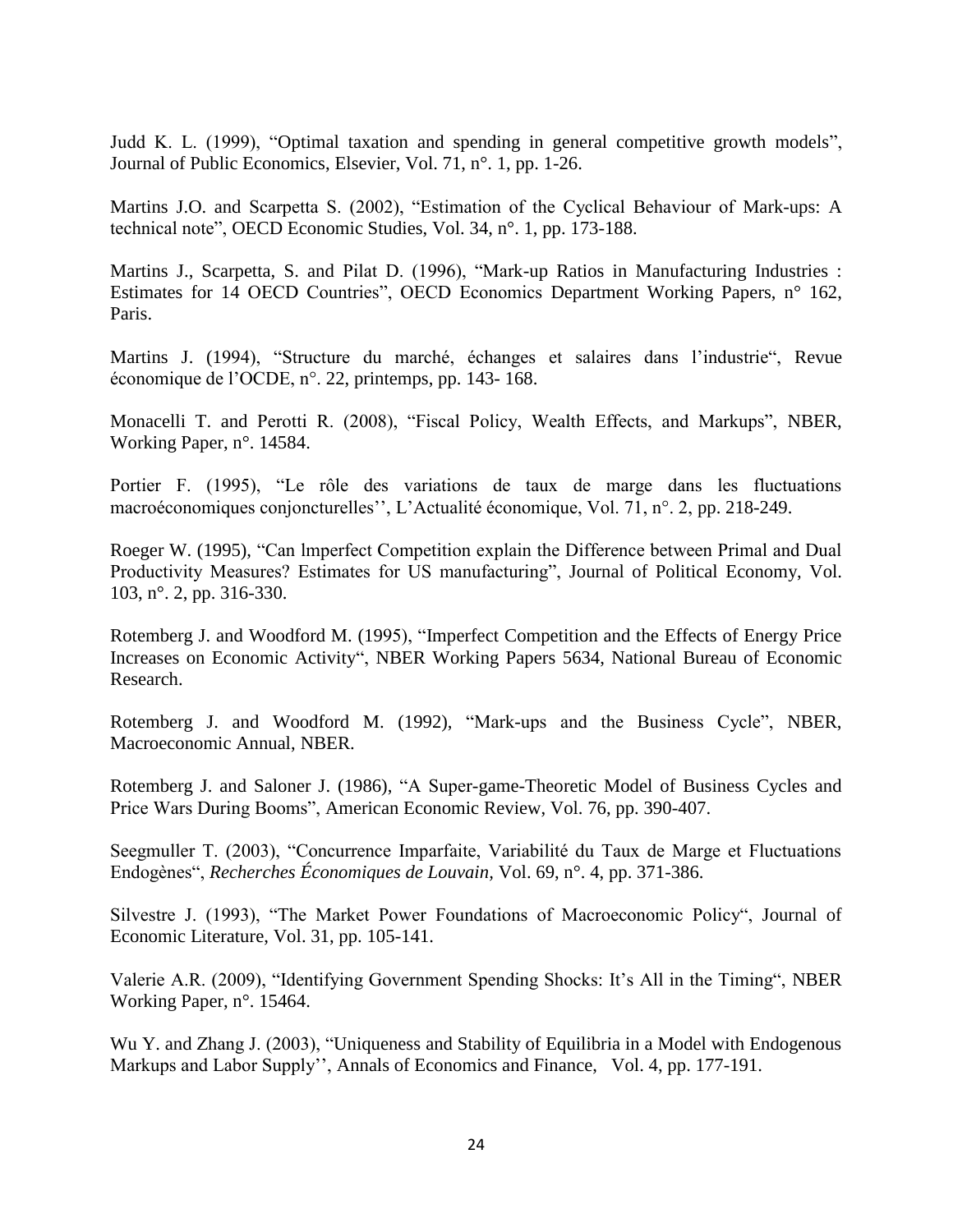Judd K. L. (1999), “Optimal taxation and spending in general competitive growth models”, Journal of Public Economics, Elsevier, Vol. 71, n°. 1, pp. 1-26.

Martins J.O. and Scarpetta S. (2002), “Estimation of the Cyclical Behaviour of Mark-ups: A technical note”, OECD Economic Studies, Vol. 34, n°. 1, pp. 173-188.

Martins J., Scarpetta, S. and Pilat D. (1996), “Mark-up Ratios in Manufacturing Industries : Estimates for 14 OECD Countries”, OECD Economics Department Working Papers, n° 162, Paris.

Martins J. (1994), “Structure du marché, échanges et salaires dans l’industrie“, Revue économique de l’OCDE, n°. 22, printemps, pp. 143- 168.

Monacelli T. and Perotti R. (2008), “Fiscal Policy, Wealth Effects, and Markups”, NBER, Working Paper, n°. 14584.

Portier F. (1995), “Le rôle des variations de taux de marge dans les fluctuations macroéconomiques conjoncturelles’’, L’Actualité économique, Vol. 71, n°. 2, pp. 218-249.

Roeger W. (1995), “Can lmperfect Competition explain the Difference between Primal and Dual Productivity Measures? Estimates for US manufacturing”, Journal of Political Economy, Vol. 103, n°. 2, pp. 316-330.

Rotemberg J. and Woodford M. (1995), “Imperfect Competition and the Effects of Energy Price Increases on Economic Activity“, NBER Working Papers 5634, National Bureau of Economic Research.

Rotemberg J. and Woodford M. (1992), “Mark-ups and the Business Cycle”, NBER, Macroeconomic Annual, NBER.

Rotemberg J. and Saloner J. (1986), “A Super-game-Theoretic Model of Business Cycles and Price Wars During Booms”, American Economic Review, Vol. 76, pp. 390-407.

Seegmuller T. (2003), “Concurrence Imparfaite, Variabilité du Taux de Marge et Fluctuations Endogènes“, *Recherches Économiques de Louvain,* Vol. 69, n°. 4, pp. 371-386.

Silvestre J. (1993), “The Market Power Foundations of Macroeconomic Policy“, Journal of Economic Literature, Vol. 31, pp. 105-141.

Valerie A.R. (2009), “Identifying Government Spending Shocks: It’s All in the Timing“, NBER Working Paper, n°. 15464.

Wu Y. and Zhang J. (2003), “Uniqueness and Stability of Equilibria in a Model with Endogenous Markups and Labor Supply’’, Annals of Economics and Finance, Vol. 4, pp. 177-191.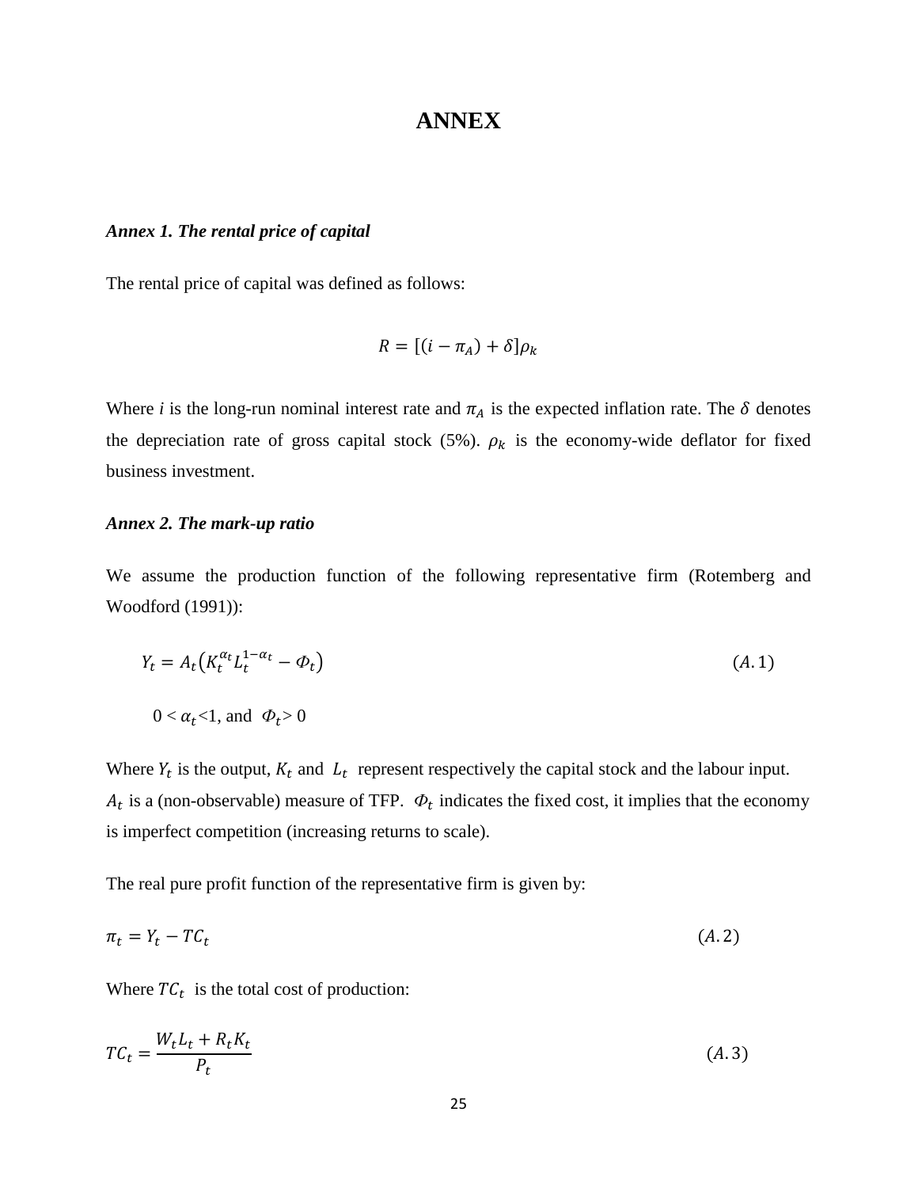# ANNEX

### *Annex 1. The rental price of capital*

The rental price of capital was defined as follows:

$$R = [(i - \pi_A) + \delta]\rho_k$$

Where *i* is the long-run nominal interest rate and $\pi_A$ is the expected inflation rate. The $\delta$ denotes the depreciation rate of gross capital stock (5%). $\rho_k$ is the economy-wide deflator for fixed business investment.

### *Annex 2. The mark-up ratio*

We assume the production function of the following representative firm (Rotemberg and Woodford (1991)):

$$Y_t = A_t\left(K_t^{\alpha_t} L_t^{1-\alpha_t} - \Phi_t\right) \qquad (A.1)$$

$0 < \alpha_t < 1$, and $\Phi_t > 0$

Where $Y_t$ is the output, $K_t$ and $L_t$ represent respectively the capital stock and the labour input. $A_t$ is a (non-observable) measure of TFP. $\Phi_t$ indicates the fixed cost, it implies that the economy is imperfect competition (increasing returns to scale).

The real pure profit function of the representative firm is given by:

$$\pi_t = Y_t - TC_t \qquad (A.2)$$

Where $TC_t$ is the total cost of production:

$$TC_t = \frac{W_t L_t + R_t K_t}{P_t} \qquad (A.3)$$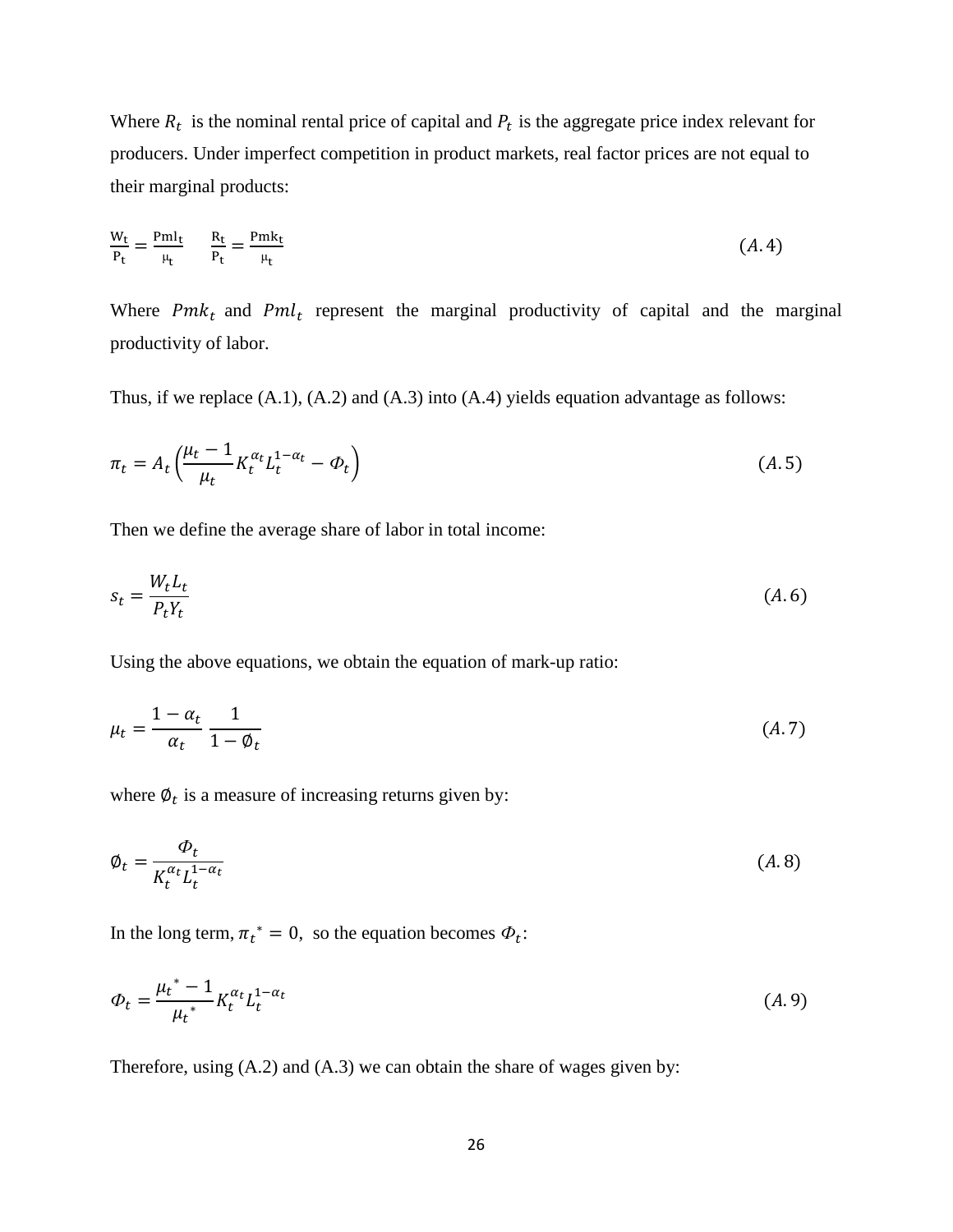Where $R_t$ is the nominal rental price of capital and $P_t$ is the aggregate price index relevant for producers. Under imperfect competition in product markets, real factor prices are not equal to their marginal products:

$$\frac{W_t}{P_t} = \frac{Pml_t}{\mu_t} \qquad \frac{R_t}{P_t} = \frac{Pmk_t}{\mu_t} \tag{A.4}$$

Where $Pmk_t$ and $Pml_t$ represent the marginal productivity of capital and the marginal productivity of labor.

Thus, if we replace (A.1), (A.2) and (A.3) into (A.4) yields equation advantage as follows:

$$\pi_t = A_t \left( \frac{\mu_t - 1}{\mu_t} K_t^{\alpha_t} L_t^{1-\alpha_t} - \Phi_t \right) \tag{A.5}$$

Then we define the average share of labor in total income:

$$s_t = \frac{W_t L_t}{P_t Y_t} \tag{A.6}$$

Using the above equations, we obtain the equation of mark-up ratio:

$$\mu_t = \frac{1 - \alpha_t}{\alpha_t} \frac{1}{1 - \emptyset_t} \tag{A.7}$$

where $\emptyset_t$ is a measure of increasing returns given by:

$$\emptyset_t = \frac{\Phi_t}{K_t^{\alpha_t} L_t^{1-\alpha_t}} \tag{A.8}$$

In the long term, $\pi_t^{\,*} = 0$, so the equation becomes $\Phi_t$:

$$\Phi_t = \frac{\mu_t^{\,*} - 1}{\mu_t^{\,*}} K_t^{\alpha_t} L_t^{1-\alpha_t} \tag{A.9}$$

Therefore, using (A.2) and (A.3) we can obtain the share of wages given by: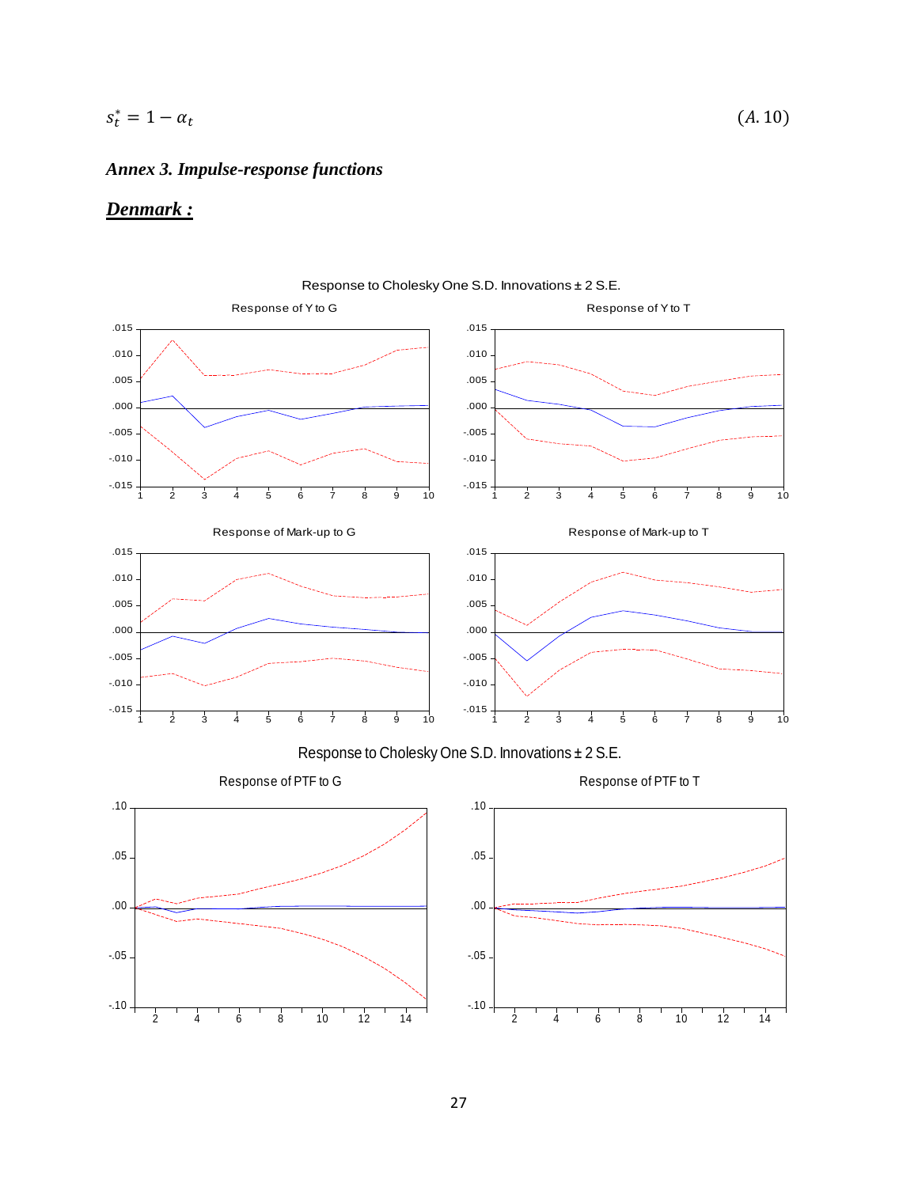$$s_t^* = 1 - \alpha_t \tag{A.10}$$

### *Annex 3. Impulse-response functions*

### ***Denmark :***

Response to Cholesky One S.D. Innovations ± 2 S.E.

Response of Y to G

Response of Y to T

Response of Mark-up to G

Response of Mark-up to T

Response to Cholesky One S.D. Innovations ± 2 S.E.

Response of PTF to G

Response of PTF to T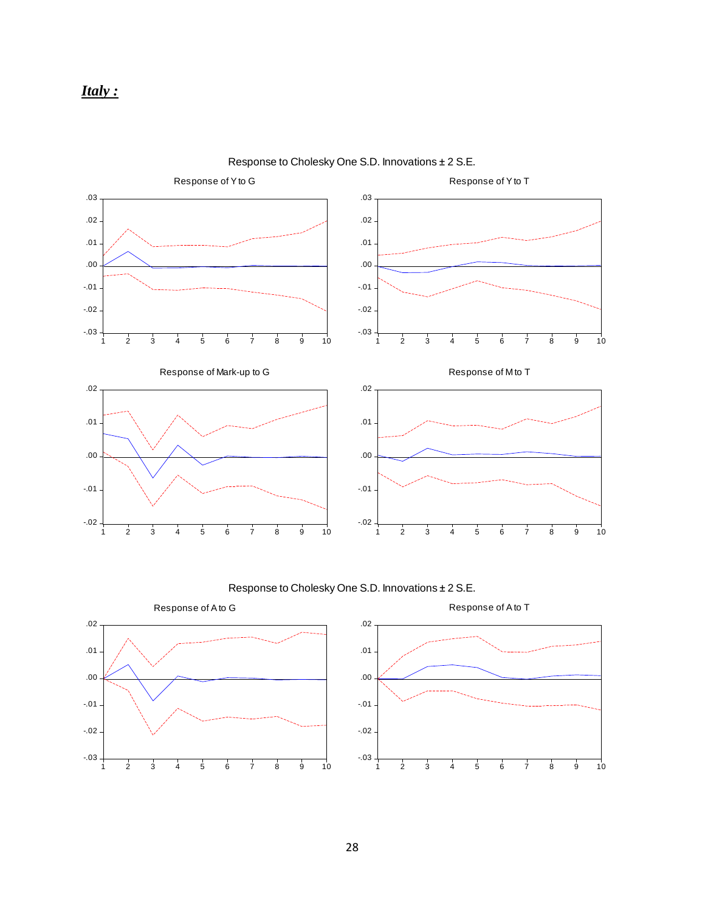***Italy :***

Response to Cholesky One S.D. Innovations ± 2 S.E.

Response of Y to G

Response of Y to T

Response of Mark-up to G

Response of M to T

Response to Cholesky One S.D. Innovations ± 2 S.E.

Response of A to G

Response of A to T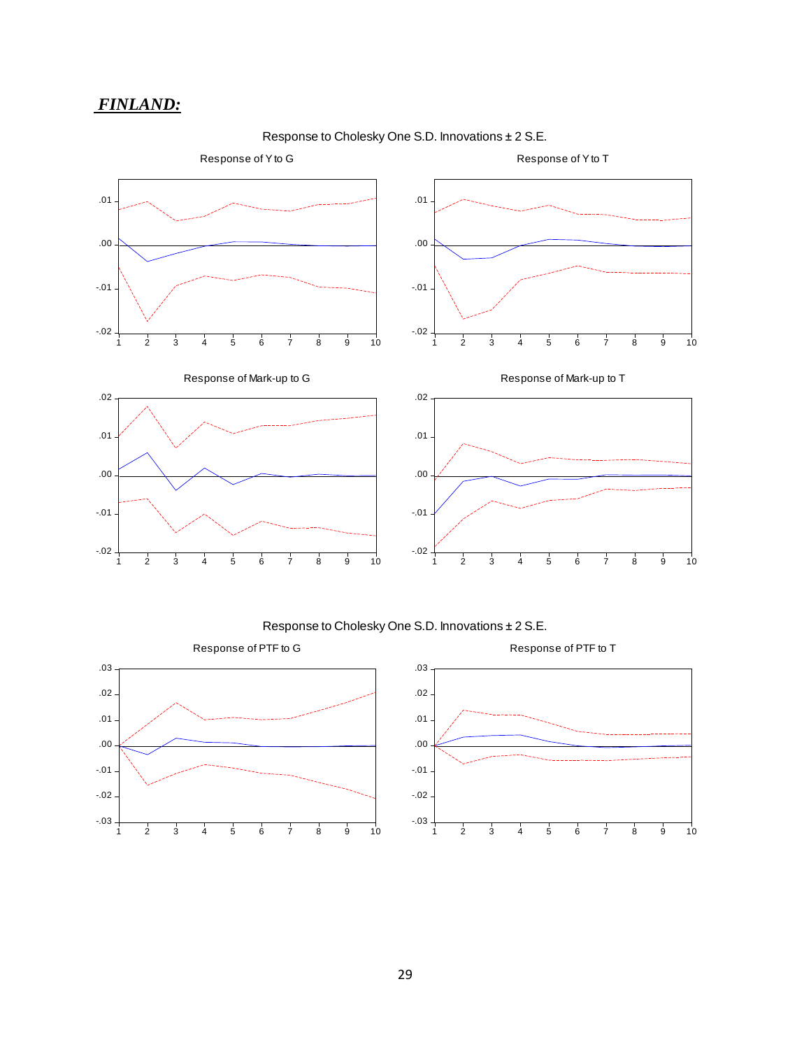***FINLAND:***

Response to Cholesky One S.D. Innovations ± 2 S.E.

Response of Y to G

Response of Y to T

Response of Mark-up to G

Response of Mark-up to T

Response to Cholesky One S.D. Innovations ± 2 S.E.

Response of PTF to G

Response of PTF to T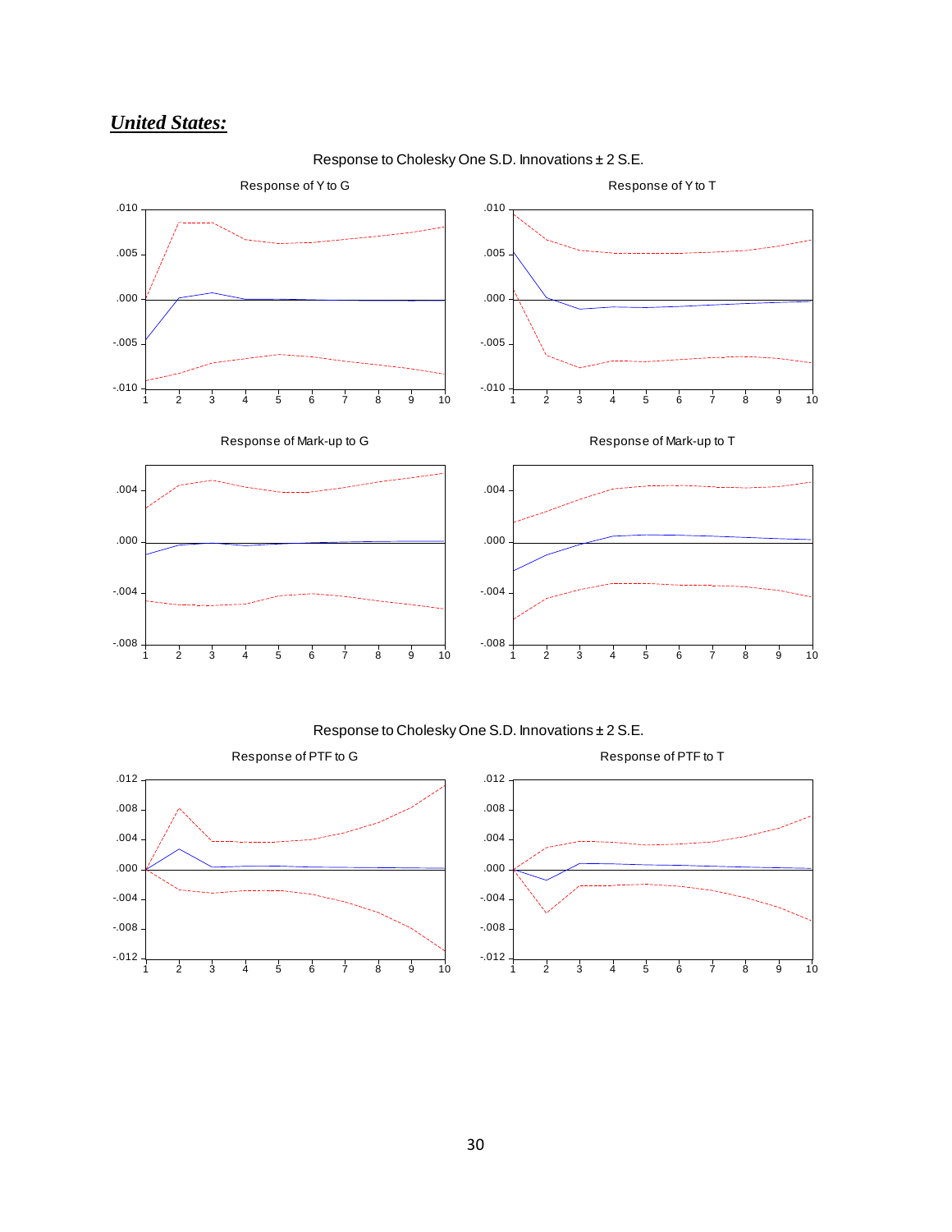***United States:***

Response to Cholesky One S.D. Innovations ± 2 S.E.

Response of Y to G

Response of Y to T

Response of Mark-up to G

Response of Mark-up to T

Response to Cholesky One S.D. Innovations ± 2 S.E.

Response of PTF to G

Response of PTF to T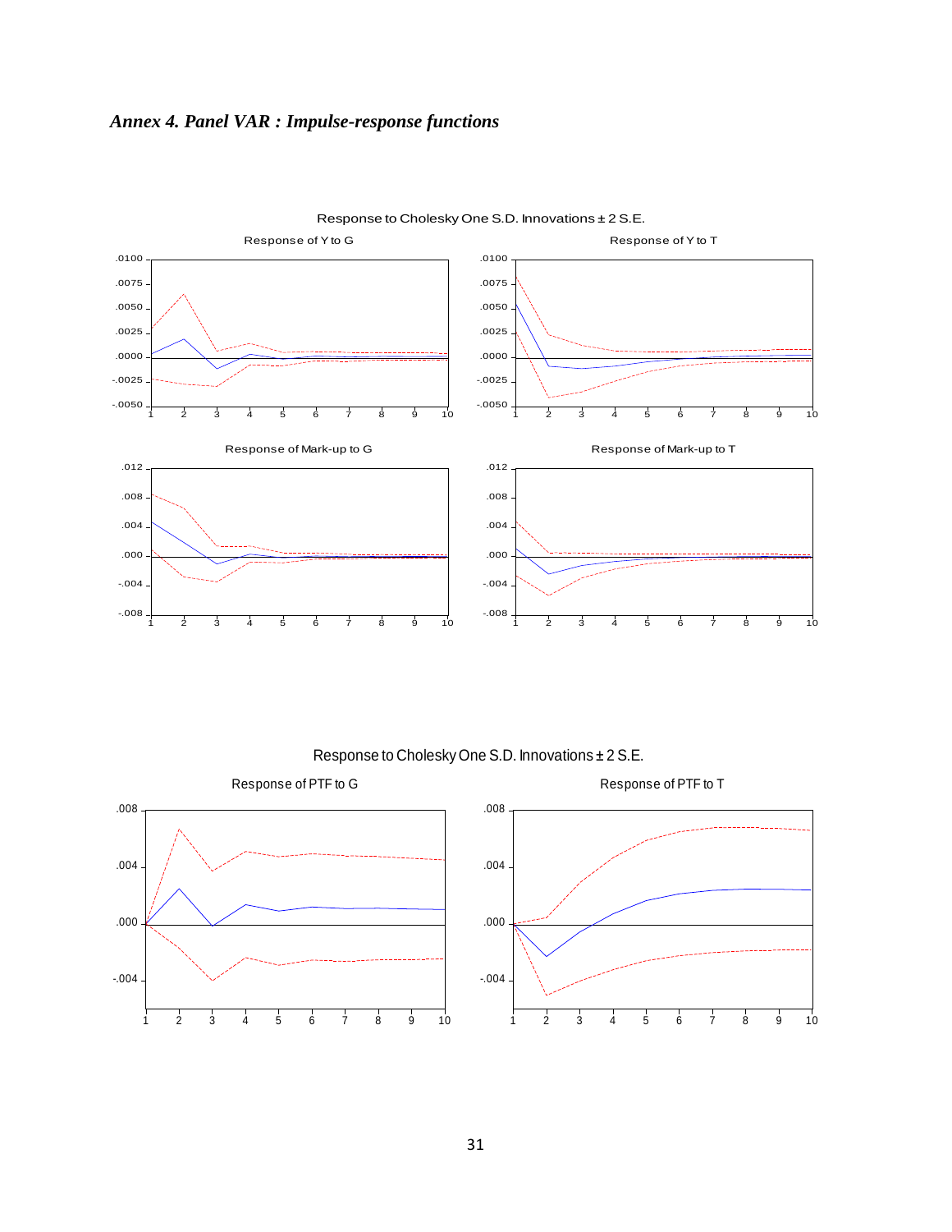## *Annex 4. Panel VAR : Impulse-response functions*

Response to Cholesky One S.D. Innovations ± 2 S.E.

Response of Y to G

.0100
.0075
.0050
.0025
.0000
-.0025
-.0050
1 2 3 4 5 6 7 8 9 10

Response of Y to T

.0100
.0075
.0050
.0025
.0000
-.0025
-.0050
1 2 3 4 5 6 7 8 9 10

Response of Mark-up to G

.012
.008
.004
.000
-.004
-.008
1 2 3 4 5 6 7 8 9 10

Response of Mark-up to T

.012
.008
.004
.000
-.004
-.008
1 2 3 4 5 6 7 8 9 10

Response to Cholesky One S.D. Innovations ± 2 S.E.

Response of PTF to G

.008
.004
.000
-.004
1 2 3 4 5 6 7 8 9 10

Response of PTF to T

.008
.004
.000
-.004
1 2 3 4 5 6 7 8 9 10